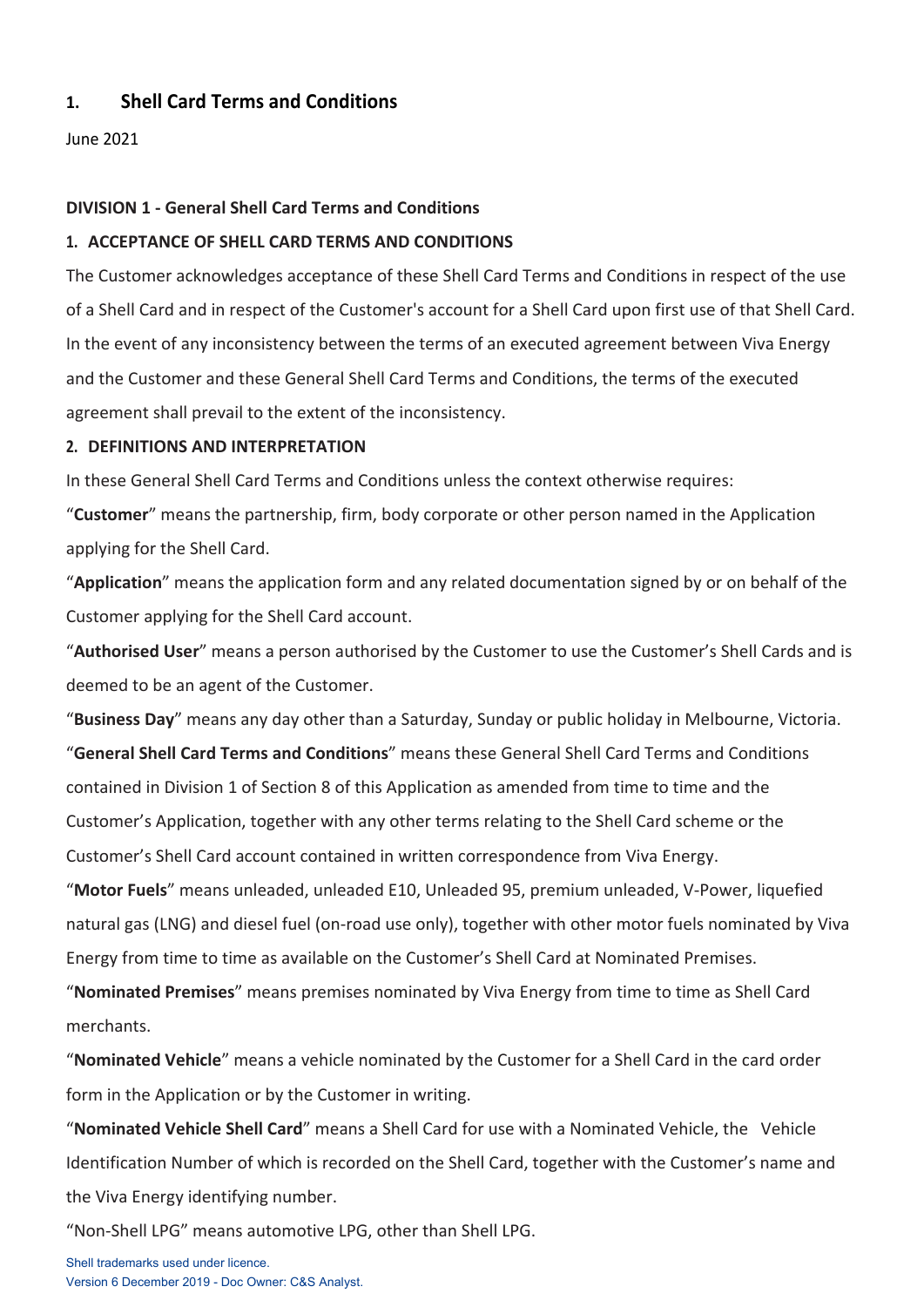# 1. Shell Card Terms and Conditions

June 2021

## DIVISION 1 - General Shell Card Terms and Conditions

### 1. ACCEPTANCE OF SHELL CARD TERMS AND CONDITIONS

The Customer acknowledges acceptance of these Shell Card Terms and Conditions in respect of the use of a Shell Card and in respect of the Customer's account for a Shell Card upon first use of that Shell Card. In the event of any inconsistency between the terms of an executed agreement between Viva Energy and the Customer and these General Shell Card Terms and Conditions, the terms of the executed agreement shall prevail to the extent of the inconsistency.

### 2. DEFINITIONS AND INTERPRETATION

In these General Shell Card Terms and Conditions unless the context otherwise requires:

"**Customer**" means the partnership, firm, body corporate or other person named in the Application applying for the Shell Card.

"**Application**" means the application form and any related documentation signed by or on behalf of the Customer applying for the Shell Card account.

"**Authorised User**" means a person authorised by the Customer to use the Customer's Shell Cards and is deemed to be an agent of the Customer.

"**Business Day**" means any day other than a Saturday, Sunday or public holiday in Melbourne, Victoria.

"**General Shell Card Terms and Conditions**" means these General Shell Card Terms and Conditions contained in Division 1 of Section 8 of this Application as amended from time to time and the Customer's Application, together with any other terms relating to the Shell Card scheme or the Customer's Shell Card account contained in written correspondence from Viva Energy.

"**Motor Fuels**" means unleaded, unleaded E10, Unleaded 95, premium unleaded, V-Power, liquefied natural gas (LNG) and diesel fuel (on-road use only), together with other motor fuels nominated by Viva Energy from time to time as available on the Customer's Shell Card at Nominated Premises.

"**Nominated Premises**" means premises nominated by Viva Energy from time to time as Shell Card merchants.

"**Nominated Vehicle**" means a vehicle nominated by the Customer for a Shell Card in the card order form in the Application or by the Customer in writing.

"**Nominated Vehicle Shell Card**" means a Shell Card for use with a Nominated Vehicle, the Vehicle Identification Number of which is recorded on the Shell Card, together with the Customer's name and the Viva Energy identifying number.

"Non-Shell LPG" means automotive LPG, other than Shell LPG.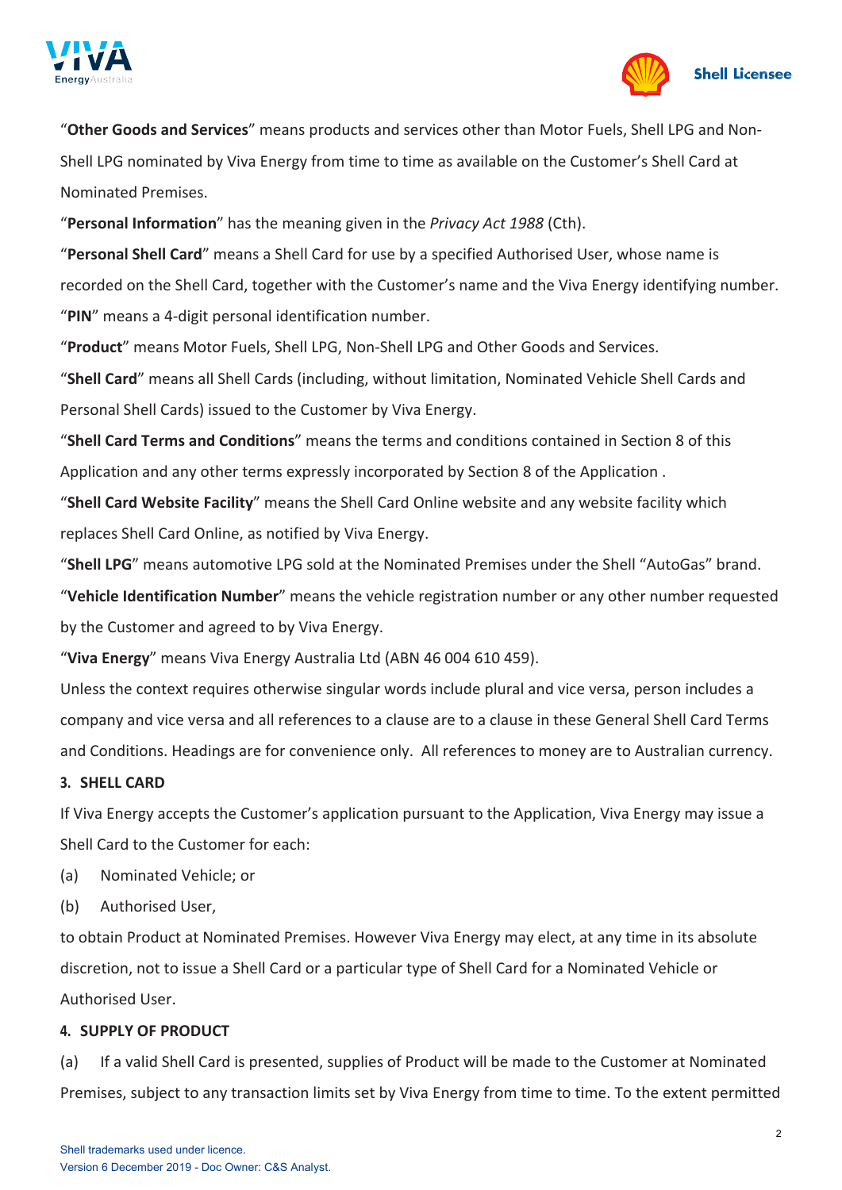"**Other Goods and Services**" means products and services other than Motor Fuels, Shell LPG and Non-Shell LPG nominated by Viva Energy from time to time as available on the Customer's Shell Card at Nominated Premises.

"**Personal Information**" has the meaning given in the *Privacy Act 1988* (Cth).

"**Personal Shell Card**" means a Shell Card for use by a specified Authorised User, whose name is recorded on the Shell Card, together with the Customer's name and the Viva Energy identifying number.

"**PIN**" means a 4-digit personal identification number.

"**Product**" means Motor Fuels, Shell LPG, Non-Shell LPG and Other Goods and Services.

"**Shell Card**" means all Shell Cards (including, without limitation, Nominated Vehicle Shell Cards and Personal Shell Cards) issued to the Customer by Viva Energy.

"**Shell Card Terms and Conditions**" means the terms and conditions contained in Section 8 of this Application and any other terms expressly incorporated by Section 8 of the Application .

"**Shell Card Website Facility**" means the Shell Card Online website and any website facility which replaces Shell Card Online, as notified by Viva Energy.

"**Shell LPG**" means automotive LPG sold at the Nominated Premises under the Shell "AutoGas" brand.

"**Vehicle Identification Number**" means the vehicle registration number or any other number requested by the Customer and agreed to by Viva Energy.

"**Viva Energy**" means Viva Energy Australia Ltd (ABN 46 004 610 459).

Unless the context requires otherwise singular words include plural and vice versa, person includes a company and vice versa and all references to a clause are to a clause in these General Shell Card Terms and Conditions. Headings are for convenience only. All references to money are to Australian currency.

**3. SHELL CARD**

If Viva Energy accepts the Customer's application pursuant to the Application, Viva Energy may issue a Shell Card to the Customer for each:

(a) Nominated Vehicle; or

(b) Authorised User,

to obtain Product at Nominated Premises. However Viva Energy may elect, at any time in its absolute discretion, not to issue a Shell Card or a particular type of Shell Card for a Nominated Vehicle or Authorised User.

**4. SUPPLY OF PRODUCT**

(a) If a valid Shell Card is presented, supplies of Product will be made to the Customer at Nominated Premises, subject to any transaction limits set by Viva Energy from time to time. To the extent permitted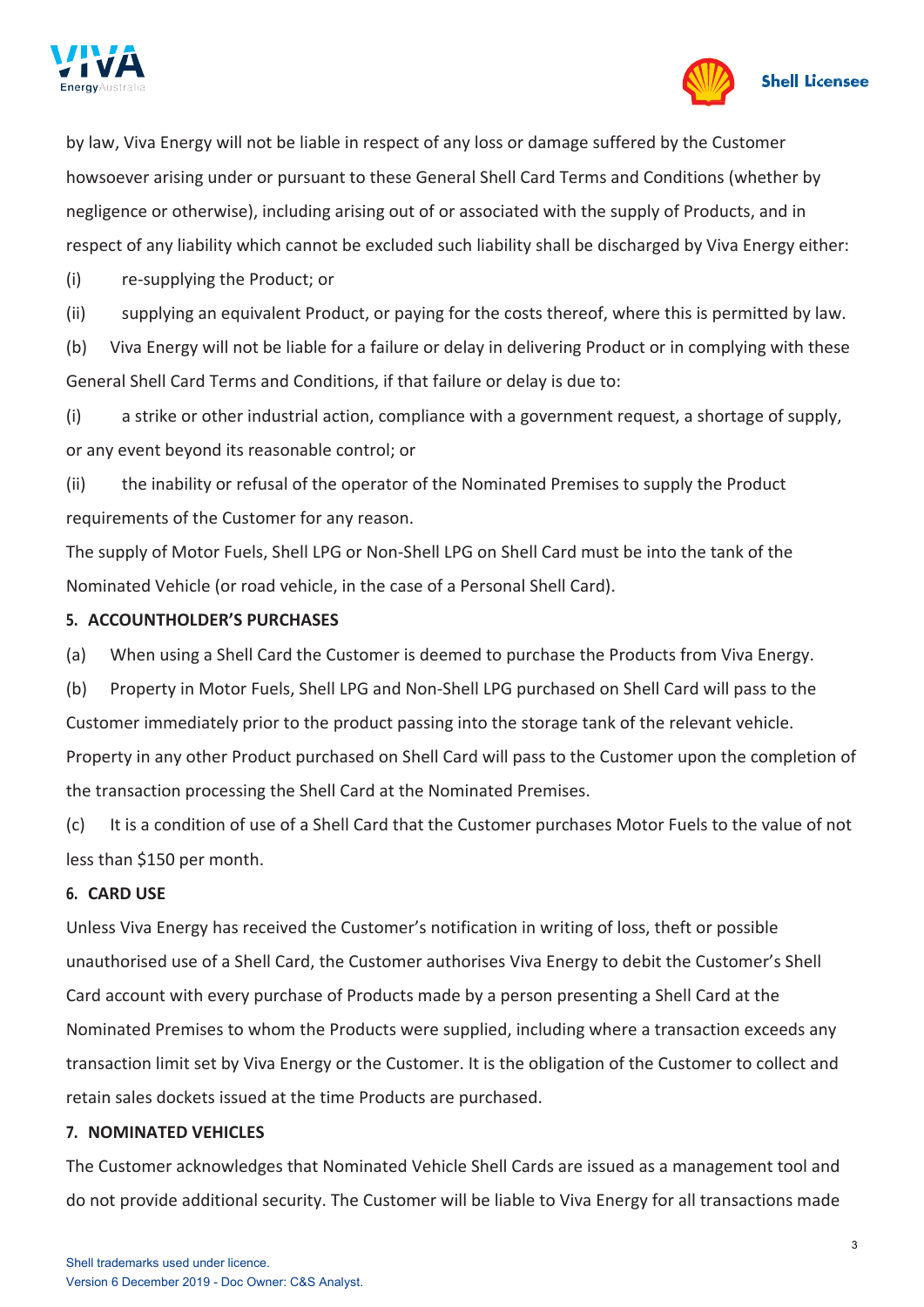by law, Viva Energy will not be liable in respect of any loss or damage suffered by the Customer howsoever arising under or pursuant to these General Shell Card Terms and Conditions (whether by negligence or otherwise), including arising out of or associated with the supply of Products, and in respect of any liability which cannot be excluded such liability shall be discharged by Viva Energy either:

(i) re-supplying the Product; or

(ii) supplying an equivalent Product, or paying for the costs thereof, where this is permitted by law.

(b) Viva Energy will not be liable for a failure or delay in delivering Product or in complying with these General Shell Card Terms and Conditions, if that failure or delay is due to:

(i) a strike or other industrial action, compliance with a government request, a shortage of supply, or any event beyond its reasonable control; or

(ii) the inability or refusal of the operator of the Nominated Premises to supply the Product requirements of the Customer for any reason.

The supply of Motor Fuels, Shell LPG or Non-Shell LPG on Shell Card must be into the tank of the Nominated Vehicle (or road vehicle, in the case of a Personal Shell Card).

**5. ACCOUNTHOLDER'S PURCHASES**

(a) When using a Shell Card the Customer is deemed to purchase the Products from Viva Energy.

(b) Property in Motor Fuels, Shell LPG and Non-Shell LPG purchased on Shell Card will pass to the Customer immediately prior to the product passing into the storage tank of the relevant vehicle. Property in any other Product purchased on Shell Card will pass to the Customer upon the completion of the transaction processing the Shell Card at the Nominated Premises.

(c) It is a condition of use of a Shell Card that the Customer purchases Motor Fuels to the value of not less than $150 per month.

**6. CARD USE**

Unless Viva Energy has received the Customer's notification in writing of loss, theft or possible unauthorised use of a Shell Card, the Customer authorises Viva Energy to debit the Customer's Shell Card account with every purchase of Products made by a person presenting a Shell Card at the Nominated Premises to whom the Products were supplied, including where a transaction exceeds any transaction limit set by Viva Energy or the Customer. It is the obligation of the Customer to collect and retain sales dockets issued at the time Products are purchased.

**7. NOMINATED VEHICLES**

The Customer acknowledges that Nominated Vehicle Shell Cards are issued as a management tool and do not provide additional security. The Customer will be liable to Viva Energy for all transactions made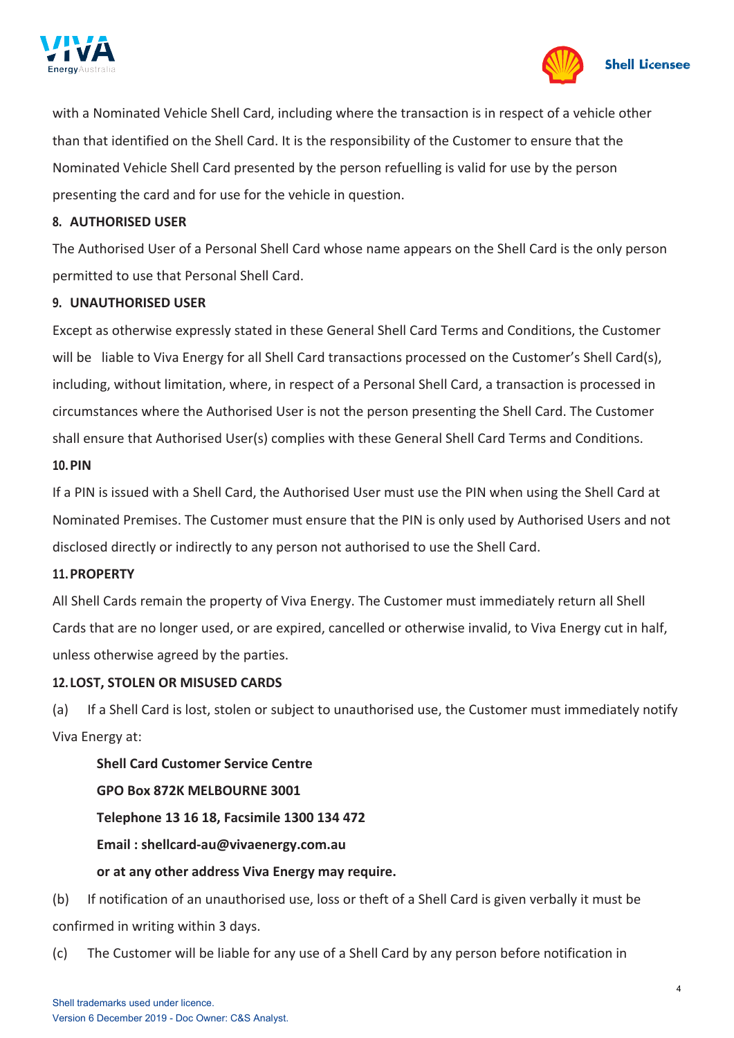with a Nominated Vehicle Shell Card, including where the transaction is in respect of a vehicle other than that identified on the Shell Card. It is the responsibility of the Customer to ensure that the Nominated Vehicle Shell Card presented by the person refuelling is valid for use by the person presenting the card and for use for the vehicle in question.

**8. AUTHORISED USER**

The Authorised User of a Personal Shell Card whose name appears on the Shell Card is the only person permitted to use that Personal Shell Card.

**9. UNAUTHORISED USER**

Except as otherwise expressly stated in these General Shell Card Terms and Conditions, the Customer will be liable to Viva Energy for all Shell Card transactions processed on the Customer's Shell Card(s), including, without limitation, where, in respect of a Personal Shell Card, a transaction is processed in circumstances where the Authorised User is not the person presenting the Shell Card. The Customer shall ensure that Authorised User(s) complies with these General Shell Card Terms and Conditions.

**10. PIN**

If a PIN is issued with a Shell Card, the Authorised User must use the PIN when using the Shell Card at Nominated Premises. The Customer must ensure that the PIN is only used by Authorised Users and not disclosed directly or indirectly to any person not authorised to use the Shell Card.

**11. PROPERTY**

All Shell Cards remain the property of Viva Energy. The Customer must immediately return all Shell Cards that are no longer used, or are expired, cancelled or otherwise invalid, to Viva Energy cut in half, unless otherwise agreed by the parties.

**12. LOST, STOLEN OR MISUSED CARDS**

(a) If a Shell Card is lost, stolen or subject to unauthorised use, the Customer must immediately notify Viva Energy at:

**Shell Card Customer Service Centre**

**GPO Box 872K MELBOURNE 3001**

**Telephone 13 16 18, Facsimile 1300 134 472**

**Email : shellcard-au@vivaenergy.com.au**

**or at any other address Viva Energy may require.**

(b) If notification of an unauthorised use, loss or theft of a Shell Card is given verbally it must be confirmed in writing within 3 days.

(c) The Customer will be liable for any use of a Shell Card by any person before notification in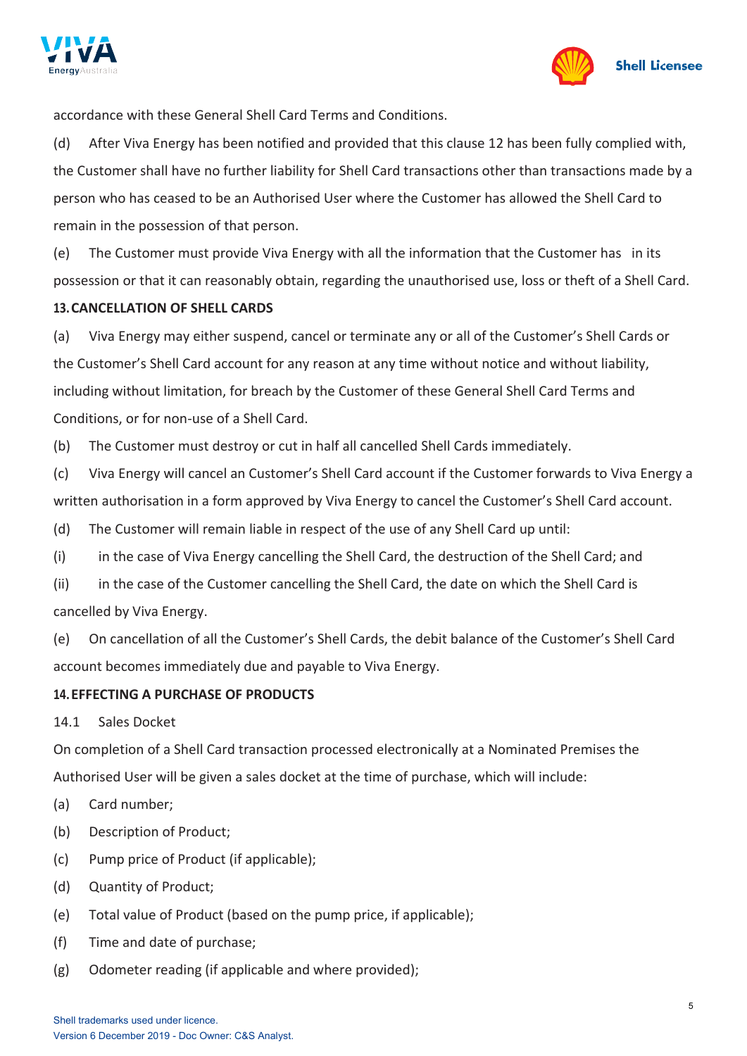accordance with these General Shell Card Terms and Conditions.

(d) After Viva Energy has been notified and provided that this clause 12 has been fully complied with, the Customer shall have no further liability for Shell Card transactions other than transactions made by a person who has ceased to be an Authorised User where the Customer has allowed the Shell Card to remain in the possession of that person.

(e) The Customer must provide Viva Energy with all the information that the Customer has in its possession or that it can reasonably obtain, regarding the unauthorised use, loss or theft of a Shell Card.

## 13. CANCELLATION OF SHELL CARDS

(a) Viva Energy may either suspend, cancel or terminate any or all of the Customer's Shell Cards or the Customer's Shell Card account for any reason at any time without notice and without liability, including without limitation, for breach by the Customer of these General Shell Card Terms and Conditions, or for non-use of a Shell Card.

(b) The Customer must destroy or cut in half all cancelled Shell Cards immediately.

(c) Viva Energy will cancel an Customer's Shell Card account if the Customer forwards to Viva Energy a written authorisation in a form approved by Viva Energy to cancel the Customer's Shell Card account.

(d) The Customer will remain liable in respect of the use of any Shell Card up until:

(i) in the case of Viva Energy cancelling the Shell Card, the destruction of the Shell Card; and

(ii) in the case of the Customer cancelling the Shell Card, the date on which the Shell Card is cancelled by Viva Energy.

(e) On cancellation of all the Customer's Shell Cards, the debit balance of the Customer's Shell Card account becomes immediately due and payable to Viva Energy.

## 14. EFFECTING A PURCHASE OF PRODUCTS

14.1 Sales Docket

On completion of a Shell Card transaction processed electronically at a Nominated Premises the Authorised User will be given a sales docket at the time of purchase, which will include:

(a) Card number;

(b) Description of Product;

(c) Pump price of Product (if applicable);

(d) Quantity of Product;

(e) Total value of Product (based on the pump price, if applicable);

(f) Time and date of purchase;

(g) Odometer reading (if applicable and where provided);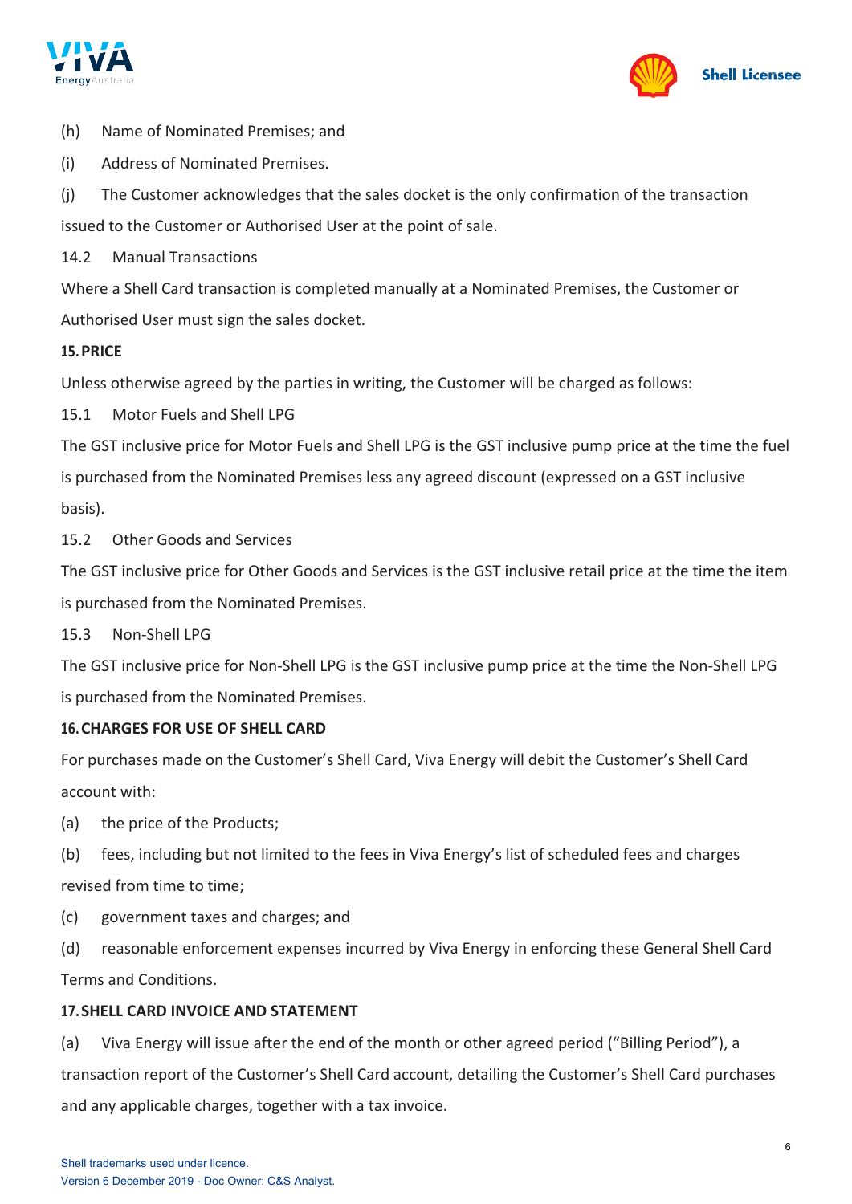(h) Name of Nominated Premises; and

(i) Address of Nominated Premises.

(j) The Customer acknowledges that the sales docket is the only confirmation of the transaction issued to the Customer or Authorised User at the point of sale.

14.2 Manual Transactions

Where a Shell Card transaction is completed manually at a Nominated Premises, the Customer or Authorised User must sign the sales docket.

**15. PRICE**

Unless otherwise agreed by the parties in writing, the Customer will be charged as follows:

15.1 Motor Fuels and Shell LPG

The GST inclusive price for Motor Fuels and Shell LPG is the GST inclusive pump price at the time the fuel is purchased from the Nominated Premises less any agreed discount (expressed on a GST inclusive basis).

15.2 Other Goods and Services

The GST inclusive price for Other Goods and Services is the GST inclusive retail price at the time the item is purchased from the Nominated Premises.

15.3 Non-Shell LPG

The GST inclusive price for Non-Shell LPG is the GST inclusive pump price at the time the Non-Shell LPG is purchased from the Nominated Premises.

**16. CHARGES FOR USE OF SHELL CARD**

For purchases made on the Customer's Shell Card, Viva Energy will debit the Customer's Shell Card account with:

(a) the price of the Products;

(b) fees, including but not limited to the fees in Viva Energy's list of scheduled fees and charges revised from time to time;

(c) government taxes and charges; and

(d) reasonable enforcement expenses incurred by Viva Energy in enforcing these General Shell Card Terms and Conditions.

**17. SHELL CARD INVOICE AND STATEMENT**

(a) Viva Energy will issue after the end of the month or other agreed period ("Billing Period"), a transaction report of the Customer's Shell Card account, detailing the Customer's Shell Card purchases and any applicable charges, together with a tax invoice.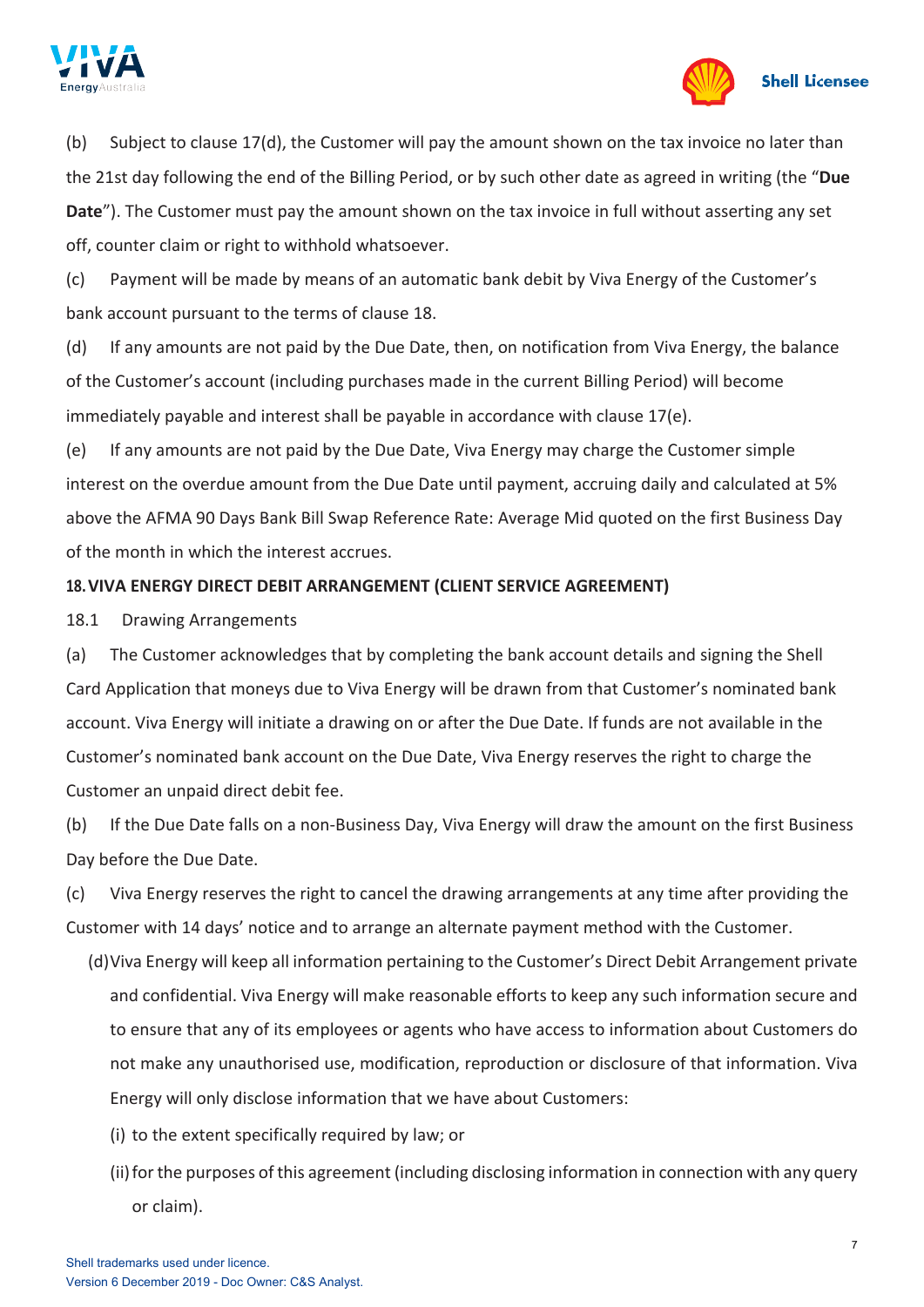(b) Subject to clause 17(d), the Customer will pay the amount shown on the tax invoice no later than the 21st day following the end of the Billing Period, or by such other date as agreed in writing (the "**Due Date**"). The Customer must pay the amount shown on the tax invoice in full without asserting any set off, counter claim or right to withhold whatsoever.

(c) Payment will be made by means of an automatic bank debit by Viva Energy of the Customer's bank account pursuant to the terms of clause 18.

(d) If any amounts are not paid by the Due Date, then, on notification from Viva Energy, the balance of the Customer's account (including purchases made in the current Billing Period) will become immediately payable and interest shall be payable in accordance with clause 17(e).

(e) If any amounts are not paid by the Due Date, Viva Energy may charge the Customer simple interest on the overdue amount from the Due Date until payment, accruing daily and calculated at 5% above the AFMA 90 Days Bank Bill Swap Reference Rate: Average Mid quoted on the first Business Day of the month in which the interest accrues.

**18. VIVA ENERGY DIRECT DEBIT ARRANGEMENT (CLIENT SERVICE AGREEMENT)**

18.1 Drawing Arrangements

(a) The Customer acknowledges that by completing the bank account details and signing the Shell Card Application that moneys due to Viva Energy will be drawn from that Customer's nominated bank account. Viva Energy will initiate a drawing on or after the Due Date. If funds are not available in the Customer's nominated bank account on the Due Date, Viva Energy reserves the right to charge the Customer an unpaid direct debit fee.

(b) If the Due Date falls on a non-Business Day, Viva Energy will draw the amount on the first Business Day before the Due Date.

(c) Viva Energy reserves the right to cancel the drawing arrangements at any time after providing the Customer with 14 days' notice and to arrange an alternate payment method with the Customer.

(d) Viva Energy will keep all information pertaining to the Customer's Direct Debit Arrangement private and confidential. Viva Energy will make reasonable efforts to keep any such information secure and to ensure that any of its employees or agents who have access to information about Customers do not make any unauthorised use, modification, reproduction or disclosure of that information. Viva Energy will only disclose information that we have about Customers:

(i) to the extent specifically required by law; or

(ii) for the purposes of this agreement (including disclosing information in connection with any query or claim).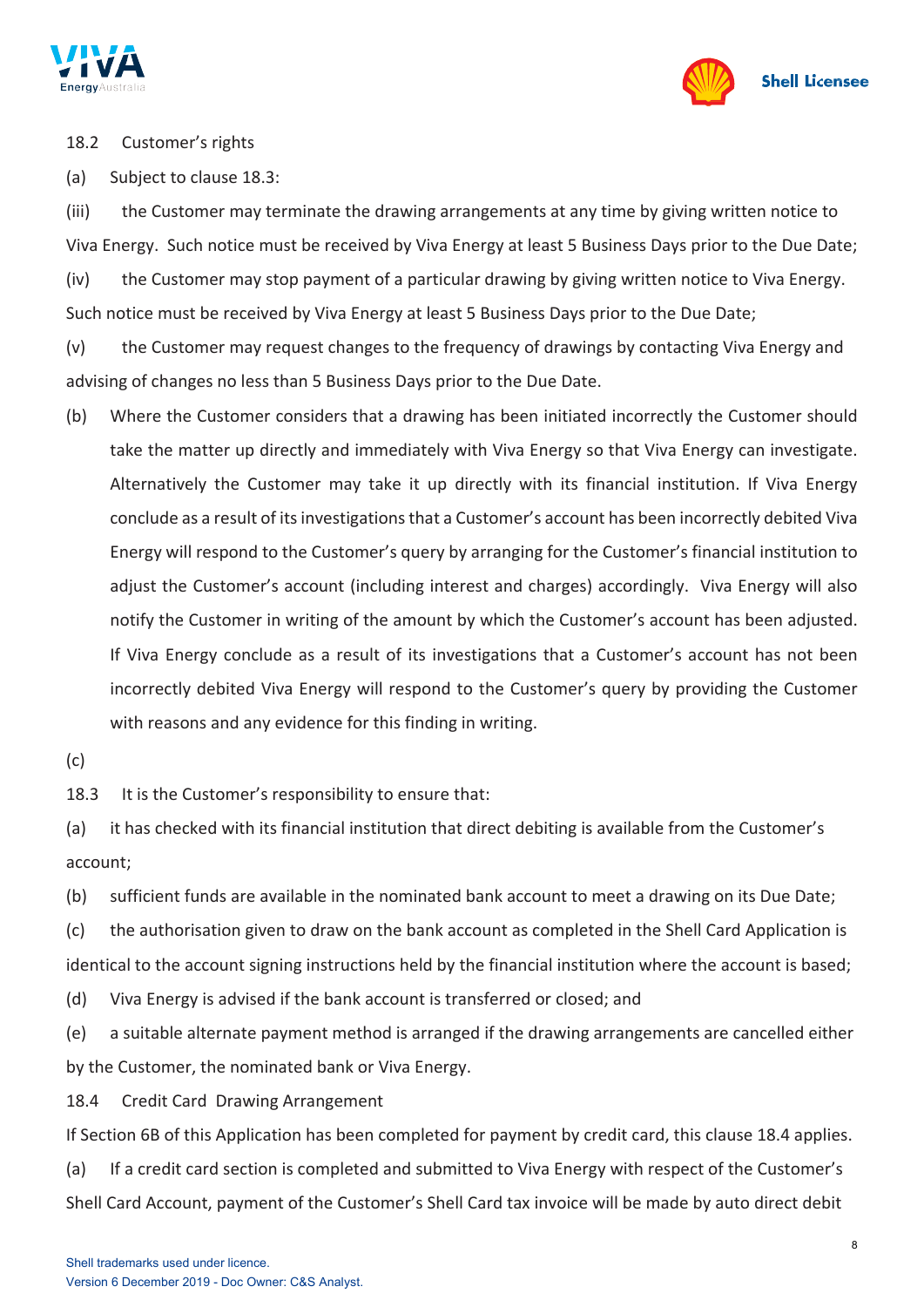18.2 Customer's rights

(a) Subject to clause 18.3:

(iii) the Customer may terminate the drawing arrangements at any time by giving written notice to Viva Energy. Such notice must be received by Viva Energy at least 5 Business Days prior to the Due Date;

(iv) the Customer may stop payment of a particular drawing by giving written notice to Viva Energy. Such notice must be received by Viva Energy at least 5 Business Days prior to the Due Date;

(v) the Customer may request changes to the frequency of drawings by contacting Viva Energy and advising of changes no less than 5 Business Days prior to the Due Date.

(b) Where the Customer considers that a drawing has been initiated incorrectly the Customer should take the matter up directly and immediately with Viva Energy so that Viva Energy can investigate. Alternatively the Customer may take it up directly with its financial institution. If Viva Energy conclude as a result of its investigations that a Customer's account has been incorrectly debited Viva Energy will respond to the Customer's query by arranging for the Customer's financial institution to adjust the Customer's account (including interest and charges) accordingly. Viva Energy will also notify the Customer in writing of the amount by which the Customer's account has been adjusted. If Viva Energy conclude as a result of its investigations that a Customer's account has not been incorrectly debited Viva Energy will respond to the Customer's query by providing the Customer with reasons and any evidence for this finding in writing.

(c)

18.3 It is the Customer's responsibility to ensure that:

(a) it has checked with its financial institution that direct debiting is available from the Customer's account;

(b) sufficient funds are available in the nominated bank account to meet a drawing on its Due Date;

(c) the authorisation given to draw on the bank account as completed in the Shell Card Application is identical to the account signing instructions held by the financial institution where the account is based;

(d) Viva Energy is advised if the bank account is transferred or closed; and

(e) a suitable alternate payment method is arranged if the drawing arrangements are cancelled either by the Customer, the nominated bank or Viva Energy.

18.4 Credit Card Drawing Arrangement

If Section 6B of this Application has been completed for payment by credit card, this clause 18.4 applies.

(a) If a credit card section is completed and submitted to Viva Energy with respect of the Customer's Shell Card Account, payment of the Customer's Shell Card tax invoice will be made by auto direct debit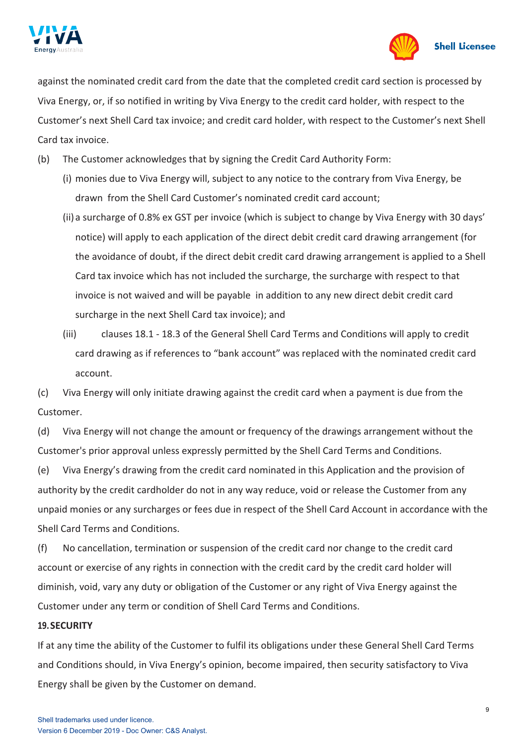against the nominated credit card from the date that the completed credit card section is processed by Viva Energy, or, if so notified in writing by Viva Energy to the credit card holder, with respect to the Customer's next Shell Card tax invoice; and credit card holder, with respect to the Customer's next Shell Card tax invoice.

(b) The Customer acknowledges that by signing the Credit Card Authority Form:

(i) monies due to Viva Energy will, subject to any notice to the contrary from Viva Energy, be drawn from the Shell Card Customer's nominated credit card account;

(ii) a surcharge of 0.8% ex GST per invoice (which is subject to change by Viva Energy with 30 days' notice) will apply to each application of the direct debit credit card drawing arrangement (for the avoidance of doubt, if the direct debit credit card drawing arrangement is applied to a Shell Card tax invoice which has not included the surcharge, the surcharge with respect to that invoice is not waived and will be payable in addition to any new direct debit credit card surcharge in the next Shell Card tax invoice); and

(iii) clauses 18.1 - 18.3 of the General Shell Card Terms and Conditions will apply to credit card drawing as if references to "bank account" was replaced with the nominated credit card account.

(c) Viva Energy will only initiate drawing against the credit card when a payment is due from the Customer.

(d) Viva Energy will not change the amount or frequency of the drawings arrangement without the Customer's prior approval unless expressly permitted by the Shell Card Terms and Conditions.

(e) Viva Energy's drawing from the credit card nominated in this Application and the provision of authority by the credit cardholder do not in any way reduce, void or release the Customer from any unpaid monies or any surcharges or fees due in respect of the Shell Card Account in accordance with the Shell Card Terms and Conditions.

(f) No cancellation, termination or suspension of the credit card nor change to the credit card account or exercise of any rights in connection with the credit card by the credit card holder will diminish, void, vary any duty or obligation of the Customer or any right of Viva Energy against the Customer under any term or condition of Shell Card Terms and Conditions.

**19. SECURITY**

If at any time the ability of the Customer to fulfil its obligations under these General Shell Card Terms and Conditions should, in Viva Energy's opinion, become impaired, then security satisfactory to Viva Energy shall be given by the Customer on demand.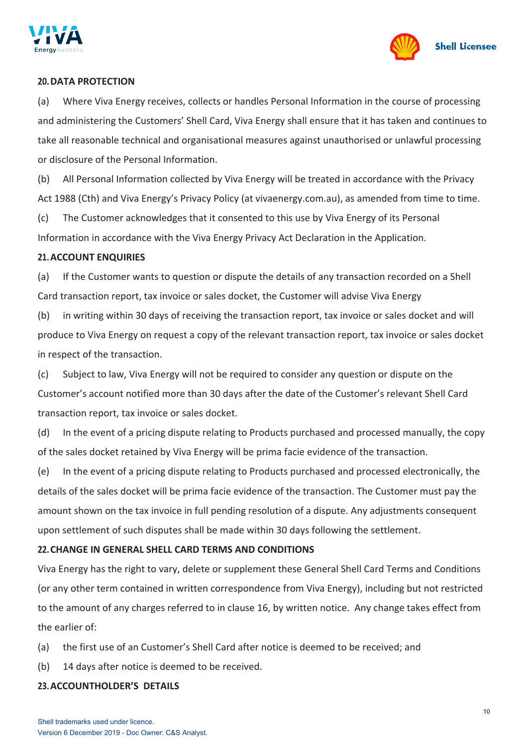## 20. DATA PROTECTION

(a) Where Viva Energy receives, collects or handles Personal Information in the course of processing and administering the Customers' Shell Card, Viva Energy shall ensure that it has taken and continues to take all reasonable technical and organisational measures against unauthorised or unlawful processing or disclosure of the Personal Information.

(b) All Personal Information collected by Viva Energy will be treated in accordance with the Privacy Act 1988 (Cth) and Viva Energy's Privacy Policy (at vivaenergy.com.au), as amended from time to time.

(c) The Customer acknowledges that it consented to this use by Viva Energy of its Personal Information in accordance with the Viva Energy Privacy Act Declaration in the Application.

## 21. ACCOUNT ENQUIRIES

(a) If the Customer wants to question or dispute the details of any transaction recorded on a Shell Card transaction report, tax invoice or sales docket, the Customer will advise Viva Energy

(b) in writing within 30 days of receiving the transaction report, tax invoice or sales docket and will produce to Viva Energy on request a copy of the relevant transaction report, tax invoice or sales docket in respect of the transaction.

(c) Subject to law, Viva Energy will not be required to consider any question or dispute on the Customer's account notified more than 30 days after the date of the Customer's relevant Shell Card transaction report, tax invoice or sales docket.

(d) In the event of a pricing dispute relating to Products purchased and processed manually, the copy of the sales docket retained by Viva Energy will be prima facie evidence of the transaction.

(e) In the event of a pricing dispute relating to Products purchased and processed electronically, the details of the sales docket will be prima facie evidence of the transaction. The Customer must pay the amount shown on the tax invoice in full pending resolution of a dispute. Any adjustments consequent upon settlement of such disputes shall be made within 30 days following the settlement.

## 22. CHANGE IN GENERAL SHELL CARD TERMS AND CONDITIONS

Viva Energy has the right to vary, delete or supplement these General Shell Card Terms and Conditions (or any other term contained in written correspondence from Viva Energy), including but not restricted to the amount of any charges referred to in clause 16, by written notice. Any change takes effect from the earlier of:

(a) the first use of an Customer's Shell Card after notice is deemed to be received; and

(b) 14 days after notice is deemed to be received.

## 23. ACCOUNTHOLDER'S DETAILS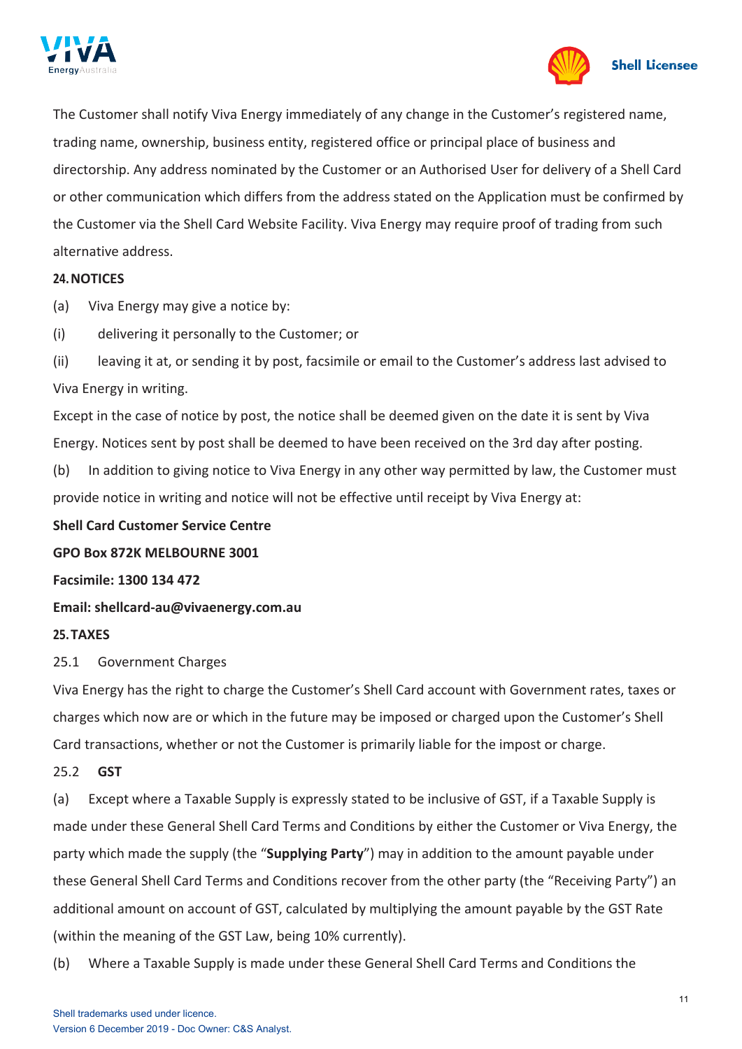The Customer shall notify Viva Energy immediately of any change in the Customer's registered name, trading name, ownership, business entity, registered office or principal place of business and directorship. Any address nominated by the Customer or an Authorised User for delivery of a Shell Card or other communication which differs from the address stated on the Application must be confirmed by the Customer via the Shell Card Website Facility. Viva Energy may require proof of trading from such alternative address.

**24. NOTICES**

(a) Viva Energy may give a notice by:

(i) delivering it personally to the Customer; or

(ii) leaving it at, or sending it by post, facsimile or email to the Customer's address last advised to Viva Energy in writing.

Except in the case of notice by post, the notice shall be deemed given on the date it is sent by Viva Energy. Notices sent by post shall be deemed to have been received on the 3rd day after posting.

(b) In addition to giving notice to Viva Energy in any other way permitted by law, the Customer must provide notice in writing and notice will not be effective until receipt by Viva Energy at:

**Shell Card Customer Service Centre**

**GPO Box 872K MELBOURNE 3001**

**Facsimile: 1300 134 472**

**Email: shellcard-au@vivaenergy.com.au**

**25. TAXES**

25.1 Government Charges

Viva Energy has the right to charge the Customer's Shell Card account with Government rates, taxes or charges which now are or which in the future may be imposed or charged upon the Customer's Shell Card transactions, whether or not the Customer is primarily liable for the impost or charge.

25.2 **GST**

(a) Except where a Taxable Supply is expressly stated to be inclusive of GST, if a Taxable Supply is made under these General Shell Card Terms and Conditions by either the Customer or Viva Energy, the party which made the supply (the "**Supplying Party**") may in addition to the amount payable under these General Shell Card Terms and Conditions recover from the other party (the "Receiving Party") an additional amount on account of GST, calculated by multiplying the amount payable by the GST Rate (within the meaning of the GST Law, being 10% currently).

(b) Where a Taxable Supply is made under these General Shell Card Terms and Conditions the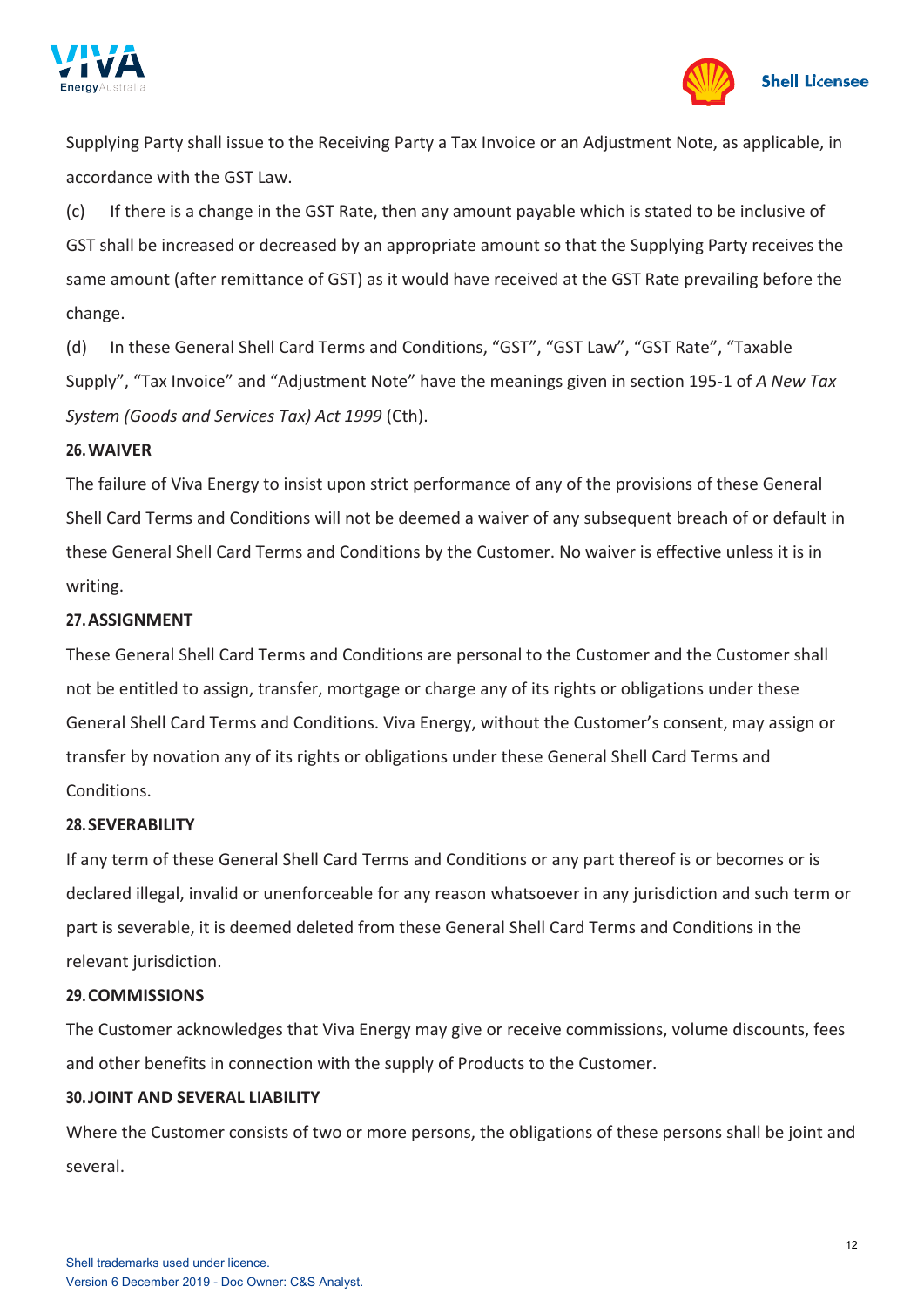Supplying Party shall issue to the Receiving Party a Tax Invoice or an Adjustment Note, as applicable, in accordance with the GST Law.

(c) If there is a change in the GST Rate, then any amount payable which is stated to be inclusive of GST shall be increased or decreased by an appropriate amount so that the Supplying Party receives the same amount (after remittance of GST) as it would have received at the GST Rate prevailing before the change.

(d) In these General Shell Card Terms and Conditions, "GST", "GST Law", "GST Rate", "Taxable Supply", "Tax Invoice" and "Adjustment Note" have the meanings given in section 195-1 of *A New Tax System (Goods and Services Tax) Act 1999* (Cth).

**26. WAIVER**

The failure of Viva Energy to insist upon strict performance of any of the provisions of these General Shell Card Terms and Conditions will not be deemed a waiver of any subsequent breach of or default in these General Shell Card Terms and Conditions by the Customer. No waiver is effective unless it is in writing.

**27. ASSIGNMENT**

These General Shell Card Terms and Conditions are personal to the Customer and the Customer shall not be entitled to assign, transfer, mortgage or charge any of its rights or obligations under these General Shell Card Terms and Conditions. Viva Energy, without the Customer's consent, may assign or transfer by novation any of its rights or obligations under these General Shell Card Terms and Conditions.

**28. SEVERABILITY**

If any term of these General Shell Card Terms and Conditions or any part thereof is or becomes or is declared illegal, invalid or unenforceable for any reason whatsoever in any jurisdiction and such term or part is severable, it is deemed deleted from these General Shell Card Terms and Conditions in the relevant jurisdiction.

**29. COMMISSIONS**

The Customer acknowledges that Viva Energy may give or receive commissions, volume discounts, fees and other benefits in connection with the supply of Products to the Customer.

**30. JOINT AND SEVERAL LIABILITY**

Where the Customer consists of two or more persons, the obligations of these persons shall be joint and several.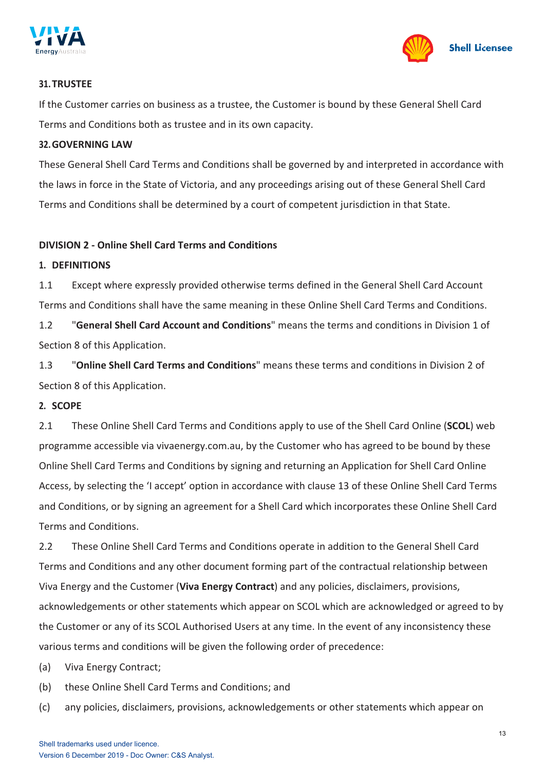### 31. TRUSTEE

If the Customer carries on business as a trustee, the Customer is bound by these General Shell Card Terms and Conditions both as trustee and in its own capacity.

### 32. GOVERNING LAW

These General Shell Card Terms and Conditions shall be governed by and interpreted in accordance with the laws in force in the State of Victoria, and any proceedings arising out of these General Shell Card Terms and Conditions shall be determined by a court of competent jurisdiction in that State.

## DIVISION 2 - Online Shell Card Terms and Conditions

### 1. DEFINITIONS

1.1 Except where expressly provided otherwise terms defined in the General Shell Card Account Terms and Conditions shall have the same meaning in these Online Shell Card Terms and Conditions.

1.2 "**General Shell Card Account and Conditions**" means the terms and conditions in Division 1 of Section 8 of this Application.

1.3 "**Online Shell Card Terms and Conditions**" means these terms and conditions in Division 2 of Section 8 of this Application.

### 2. SCOPE

2.1 These Online Shell Card Terms and Conditions apply to use of the Shell Card Online (**SCOL**) web programme accessible via vivaenergy.com.au, by the Customer who has agreed to be bound by these Online Shell Card Terms and Conditions by signing and returning an Application for Shell Card Online Access, by selecting the 'I accept' option in accordance with clause 13 of these Online Shell Card Terms and Conditions, or by signing an agreement for a Shell Card which incorporates these Online Shell Card Terms and Conditions.

2.2 These Online Shell Card Terms and Conditions operate in addition to the General Shell Card Terms and Conditions and any other document forming part of the contractual relationship between Viva Energy and the Customer (**Viva Energy Contract**) and any policies, disclaimers, provisions, acknowledgements or other statements which appear on SCOL which are acknowledged or agreed to by the Customer or any of its SCOL Authorised Users at any time. In the event of any inconsistency these various terms and conditions will be given the following order of precedence:

(a) Viva Energy Contract;

(b) these Online Shell Card Terms and Conditions; and

(c) any policies, disclaimers, provisions, acknowledgements or other statements which appear on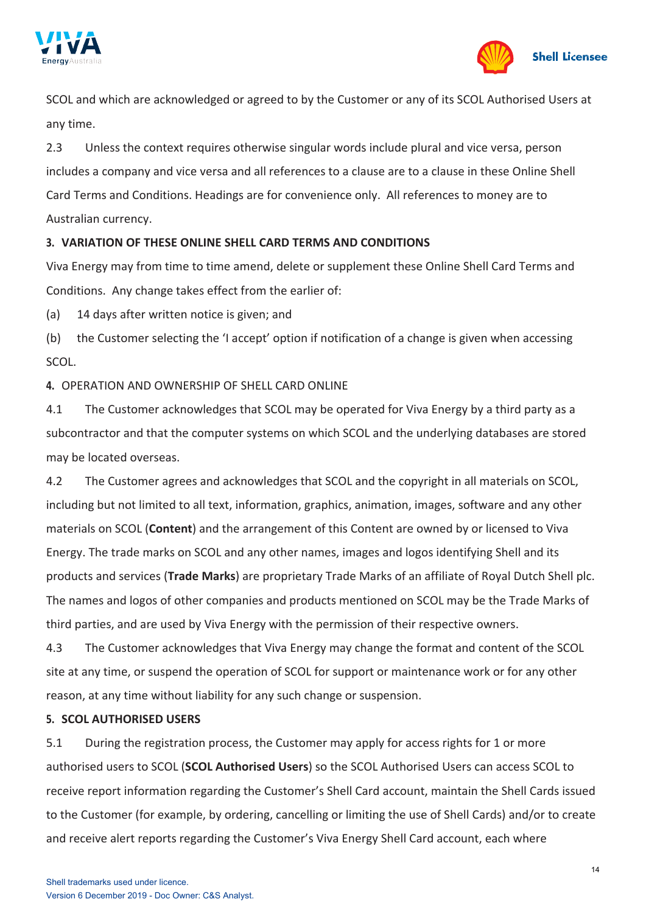SCOL and which are acknowledged or agreed to by the Customer or any of its SCOL Authorised Users at any time.

2.3 Unless the context requires otherwise singular words include plural and vice versa, person includes a company and vice versa and all references to a clause are to a clause in these Online Shell Card Terms and Conditions. Headings are for convenience only. All references to money are to Australian currency.

**3. VARIATION OF THESE ONLINE SHELL CARD TERMS AND CONDITIONS**

Viva Energy may from time to time amend, delete or supplement these Online Shell Card Terms and Conditions. Any change takes effect from the earlier of:

(a) 14 days after written notice is given; and

(b) the Customer selecting the 'I accept' option if notification of a change is given when accessing SCOL.

**4.** OPERATION AND OWNERSHIP OF SHELL CARD ONLINE

4.1 The Customer acknowledges that SCOL may be operated for Viva Energy by a third party as a subcontractor and that the computer systems on which SCOL and the underlying databases are stored may be located overseas.

4.2 The Customer agrees and acknowledges that SCOL and the copyright in all materials on SCOL, including but not limited to all text, information, graphics, animation, images, software and any other materials on SCOL (**Content**) and the arrangement of this Content are owned by or licensed to Viva Energy. The trade marks on SCOL and any other names, images and logos identifying Shell and its products and services (**Trade Marks**) are proprietary Trade Marks of an affiliate of Royal Dutch Shell plc. The names and logos of other companies and products mentioned on SCOL may be the Trade Marks of third parties, and are used by Viva Energy with the permission of their respective owners.

4.3 The Customer acknowledges that Viva Energy may change the format and content of the SCOL site at any time, or suspend the operation of SCOL for support or maintenance work or for any other reason, at any time without liability for any such change or suspension.

**5. SCOL AUTHORISED USERS**

5.1 During the registration process, the Customer may apply for access rights for 1 or more authorised users to SCOL (**SCOL Authorised Users**) so the SCOL Authorised Users can access SCOL to receive report information regarding the Customer's Shell Card account, maintain the Shell Cards issued to the Customer (for example, by ordering, cancelling or limiting the use of Shell Cards) and/or to create and receive alert reports regarding the Customer's Viva Energy Shell Card account, each where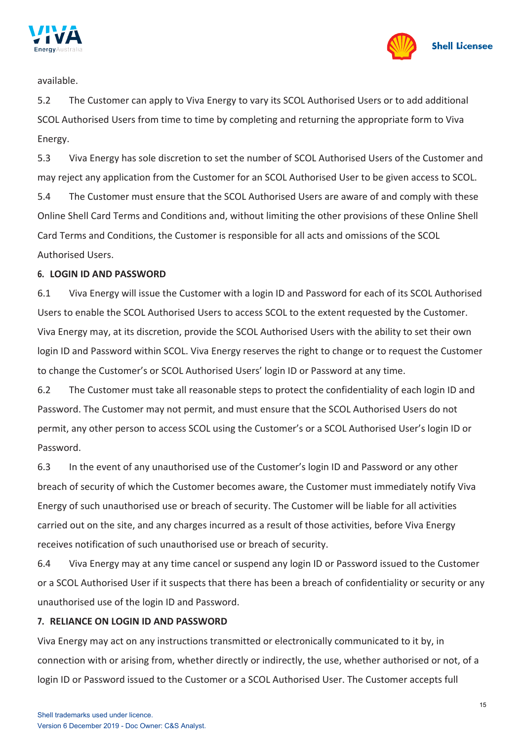available.

5.2 The Customer can apply to Viva Energy to vary its SCOL Authorised Users or to add additional SCOL Authorised Users from time to time by completing and returning the appropriate form to Viva Energy.

5.3 Viva Energy has sole discretion to set the number of SCOL Authorised Users of the Customer and may reject any application from the Customer for an SCOL Authorised User to be given access to SCOL.

5.4 The Customer must ensure that the SCOL Authorised Users are aware of and comply with these Online Shell Card Terms and Conditions and, without limiting the other provisions of these Online Shell Card Terms and Conditions, the Customer is responsible for all acts and omissions of the SCOL Authorised Users.

**6. LOGIN ID AND PASSWORD**

6.1 Viva Energy will issue the Customer with a login ID and Password for each of its SCOL Authorised Users to enable the SCOL Authorised Users to access SCOL to the extent requested by the Customer. Viva Energy may, at its discretion, provide the SCOL Authorised Users with the ability to set their own login ID and Password within SCOL. Viva Energy reserves the right to change or to request the Customer to change the Customer's or SCOL Authorised Users' login ID or Password at any time.

6.2 The Customer must take all reasonable steps to protect the confidentiality of each login ID and Password. The Customer may not permit, and must ensure that the SCOL Authorised Users do not permit, any other person to access SCOL using the Customer's or a SCOL Authorised User's login ID or Password.

6.3 In the event of any unauthorised use of the Customer's login ID and Password or any other breach of security of which the Customer becomes aware, the Customer must immediately notify Viva Energy of such unauthorised use or breach of security. The Customer will be liable for all activities carried out on the site, and any charges incurred as a result of those activities, before Viva Energy receives notification of such unauthorised use or breach of security.

6.4 Viva Energy may at any time cancel or suspend any login ID or Password issued to the Customer or a SCOL Authorised User if it suspects that there has been a breach of confidentiality or security or any unauthorised use of the login ID and Password.

**7. RELIANCE ON LOGIN ID AND PASSWORD**

Viva Energy may act on any instructions transmitted or electronically communicated to it by, in connection with or arising from, whether directly or indirectly, the use, whether authorised or not, of a login ID or Password issued to the Customer or a SCOL Authorised User. The Customer accepts full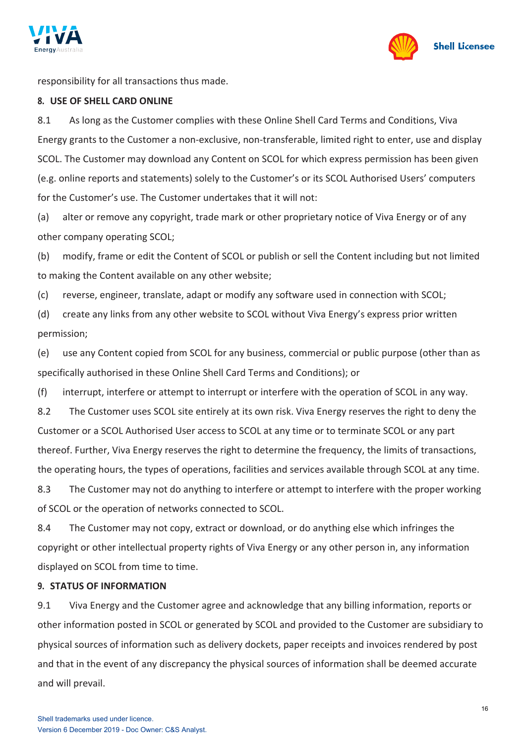responsibility for all transactions thus made.

**8. USE OF SHELL CARD ONLINE**

8.1 As long as the Customer complies with these Online Shell Card Terms and Conditions, Viva Energy grants to the Customer a non-exclusive, non-transferable, limited right to enter, use and display SCOL. The Customer may download any Content on SCOL for which express permission has been given (e.g. online reports and statements) solely to the Customer's or its SCOL Authorised Users' computers for the Customer's use. The Customer undertakes that it will not:

(a) alter or remove any copyright, trade mark or other proprietary notice of Viva Energy or of any other company operating SCOL;

(b) modify, frame or edit the Content of SCOL or publish or sell the Content including but not limited to making the Content available on any other website;

(c) reverse, engineer, translate, adapt or modify any software used in connection with SCOL;

(d) create any links from any other website to SCOL without Viva Energy's express prior written permission;

(e) use any Content copied from SCOL for any business, commercial or public purpose (other than as specifically authorised in these Online Shell Card Terms and Conditions); or

(f) interrupt, interfere or attempt to interrupt or interfere with the operation of SCOL in any way.

8.2 The Customer uses SCOL site entirely at its own risk. Viva Energy reserves the right to deny the Customer or a SCOL Authorised User access to SCOL at any time or to terminate SCOL or any part thereof. Further, Viva Energy reserves the right to determine the frequency, the limits of transactions, the operating hours, the types of operations, facilities and services available through SCOL at any time.

8.3 The Customer may not do anything to interfere or attempt to interfere with the proper working of SCOL or the operation of networks connected to SCOL.

8.4 The Customer may not copy, extract or download, or do anything else which infringes the copyright or other intellectual property rights of Viva Energy or any other person in, any information displayed on SCOL from time to time.

**9. STATUS OF INFORMATION**

9.1 Viva Energy and the Customer agree and acknowledge that any billing information, reports or other information posted in SCOL or generated by SCOL and provided to the Customer are subsidiary to physical sources of information such as delivery dockets, paper receipts and invoices rendered by post and that in the event of any discrepancy the physical sources of information shall be deemed accurate and will prevail.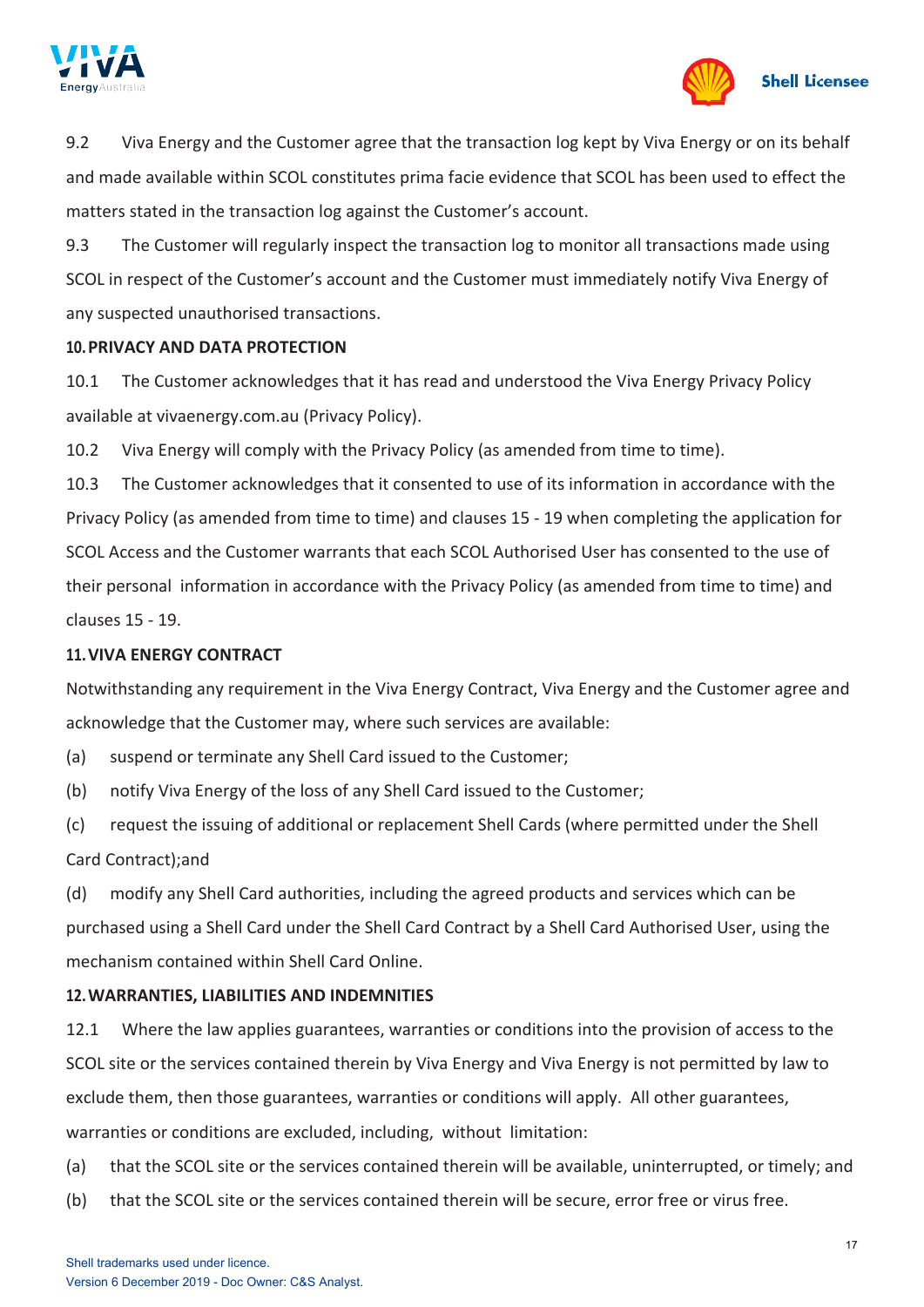9.2 Viva Energy and the Customer agree that the transaction log kept by Viva Energy or on its behalf and made available within SCOL constitutes prima facie evidence that SCOL has been used to effect the matters stated in the transaction log against the Customer's account.

9.3 The Customer will regularly inspect the transaction log to monitor all transactions made using SCOL in respect of the Customer's account and the Customer must immediately notify Viva Energy of any suspected unauthorised transactions.

## 10. PRIVACY AND DATA PROTECTION

10.1 The Customer acknowledges that it has read and understood the Viva Energy Privacy Policy available at vivaenergy.com.au (Privacy Policy).

10.2 Viva Energy will comply with the Privacy Policy (as amended from time to time).

10.3 The Customer acknowledges that it consented to use of its information in accordance with the Privacy Policy (as amended from time to time) and clauses 15 - 19 when completing the application for SCOL Access and the Customer warrants that each SCOL Authorised User has consented to the use of their personal information in accordance with the Privacy Policy (as amended from time to time) and clauses 15 - 19.

## 11. VIVA ENERGY CONTRACT

Notwithstanding any requirement in the Viva Energy Contract, Viva Energy and the Customer agree and acknowledge that the Customer may, where such services are available:

(a) suspend or terminate any Shell Card issued to the Customer;

(b) notify Viva Energy of the loss of any Shell Card issued to the Customer;

(c) request the issuing of additional or replacement Shell Cards (where permitted under the Shell Card Contract);and

(d) modify any Shell Card authorities, including the agreed products and services which can be purchased using a Shell Card under the Shell Card Contract by a Shell Card Authorised User, using the mechanism contained within Shell Card Online.

## 12. WARRANTIES, LIABILITIES AND INDEMNITIES

12.1 Where the law applies guarantees, warranties or conditions into the provision of access to the SCOL site or the services contained therein by Viva Energy and Viva Energy is not permitted by law to exclude them, then those guarantees, warranties or conditions will apply. All other guarantees, warranties or conditions are excluded, including, without limitation:

(a) that the SCOL site or the services contained therein will be available, uninterrupted, or timely; and

(b) that the SCOL site or the services contained therein will be secure, error free or virus free.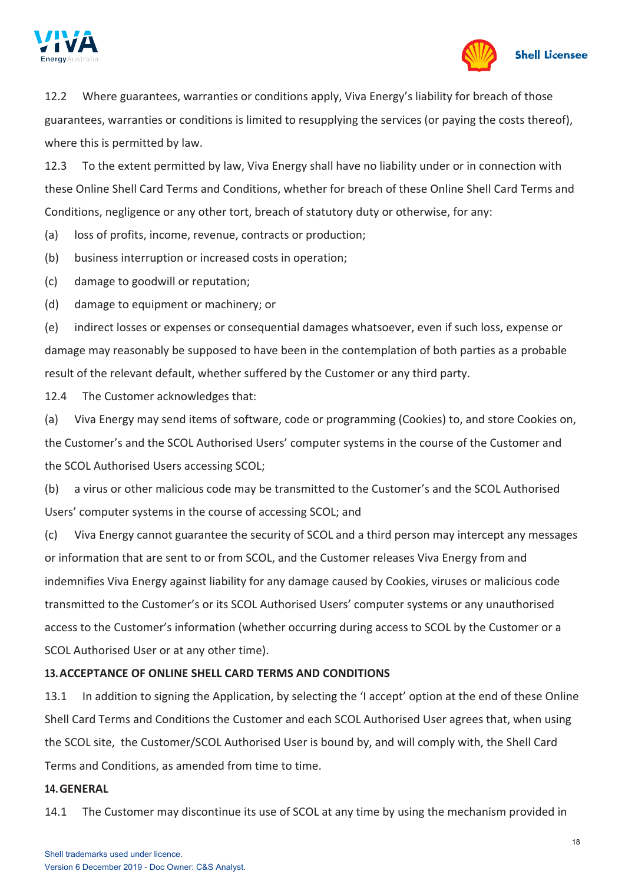12.2 Where guarantees, warranties or conditions apply, Viva Energy's liability for breach of those guarantees, warranties or conditions is limited to resupplying the services (or paying the costs thereof), where this is permitted by law.

12.3 To the extent permitted by law, Viva Energy shall have no liability under or in connection with these Online Shell Card Terms and Conditions, whether for breach of these Online Shell Card Terms and Conditions, negligence or any other tort, breach of statutory duty or otherwise, for any:

(a) loss of profits, income, revenue, contracts or production;

(b) business interruption or increased costs in operation;

(c) damage to goodwill or reputation;

(d) damage to equipment or machinery; or

(e) indirect losses or expenses or consequential damages whatsoever, even if such loss, expense or damage may reasonably be supposed to have been in the contemplation of both parties as a probable result of the relevant default, whether suffered by the Customer or any third party.

12.4 The Customer acknowledges that:

(a) Viva Energy may send items of software, code or programming (Cookies) to, and store Cookies on, the Customer's and the SCOL Authorised Users' computer systems in the course of the Customer and the SCOL Authorised Users accessing SCOL;

(b) a virus or other malicious code may be transmitted to the Customer's and the SCOL Authorised Users' computer systems in the course of accessing SCOL; and

(c) Viva Energy cannot guarantee the security of SCOL and a third person may intercept any messages or information that are sent to or from SCOL, and the Customer releases Viva Energy from and indemnifies Viva Energy against liability for any damage caused by Cookies, viruses or malicious code transmitted to the Customer's or its SCOL Authorised Users' computer systems or any unauthorised access to the Customer's information (whether occurring during access to SCOL by the Customer or a SCOL Authorised User or at any other time).

**13. ACCEPTANCE OF ONLINE SHELL CARD TERMS AND CONDITIONS**

13.1 In addition to signing the Application, by selecting the 'I accept' option at the end of these Online Shell Card Terms and Conditions the Customer and each SCOL Authorised User agrees that, when using the SCOL site, the Customer/SCOL Authorised User is bound by, and will comply with, the Shell Card Terms and Conditions, as amended from time to time.

**14. GENERAL**

14.1 The Customer may discontinue its use of SCOL at any time by using the mechanism provided in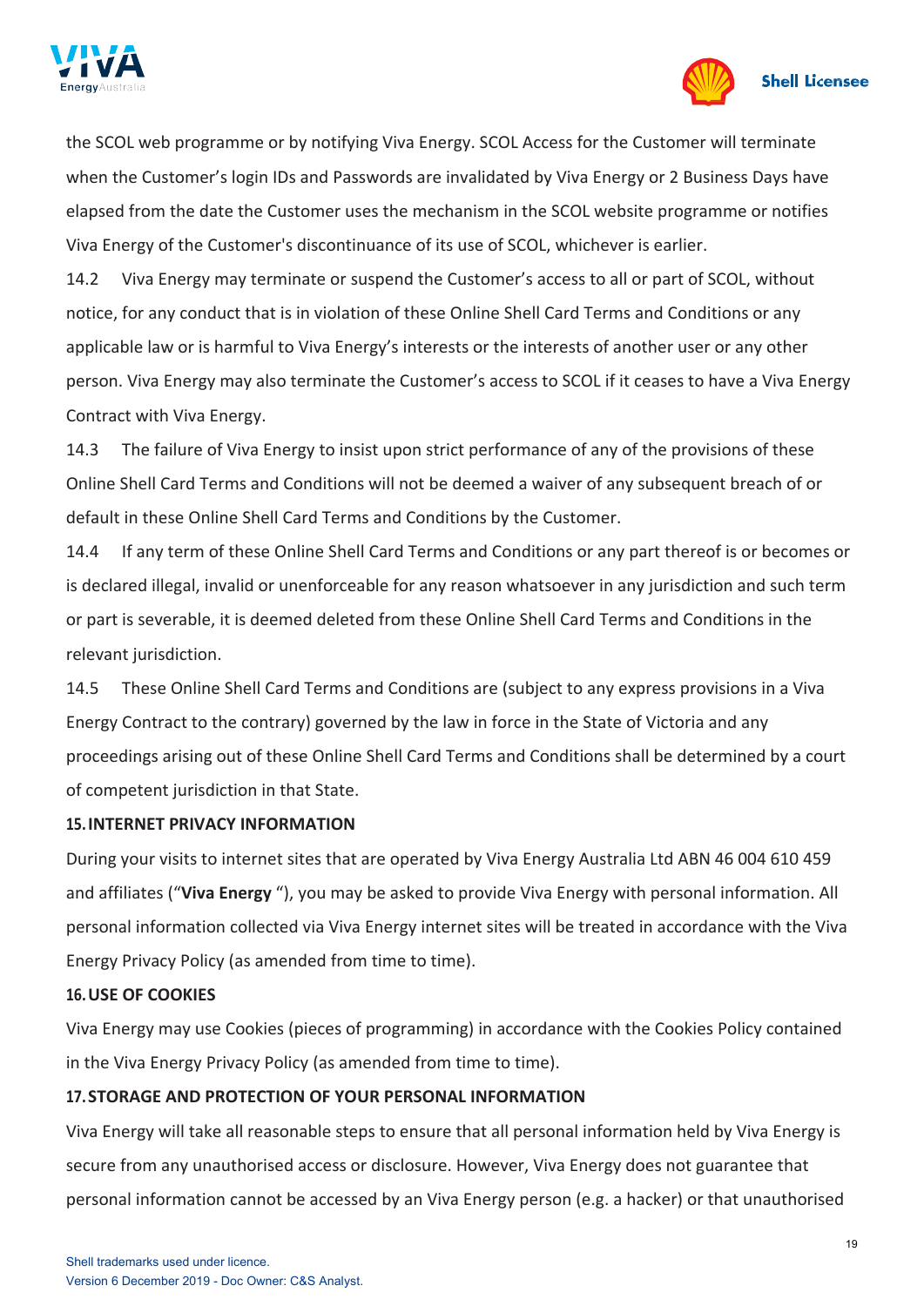the SCOL web programme or by notifying Viva Energy. SCOL Access for the Customer will terminate when the Customer's login IDs and Passwords are invalidated by Viva Energy or 2 Business Days have elapsed from the date the Customer uses the mechanism in the SCOL website programme or notifies Viva Energy of the Customer's discontinuance of its use of SCOL, whichever is earlier.

14.2 Viva Energy may terminate or suspend the Customer's access to all or part of SCOL, without notice, for any conduct that is in violation of these Online Shell Card Terms and Conditions or any applicable law or is harmful to Viva Energy's interests or the interests of another user or any other person. Viva Energy may also terminate the Customer's access to SCOL if it ceases to have a Viva Energy Contract with Viva Energy.

14.3 The failure of Viva Energy to insist upon strict performance of any of the provisions of these Online Shell Card Terms and Conditions will not be deemed a waiver of any subsequent breach of or default in these Online Shell Card Terms and Conditions by the Customer.

14.4 If any term of these Online Shell Card Terms and Conditions or any part thereof is or becomes or is declared illegal, invalid or unenforceable for any reason whatsoever in any jurisdiction and such term or part is severable, it is deemed deleted from these Online Shell Card Terms and Conditions in the relevant jurisdiction.

14.5 These Online Shell Card Terms and Conditions are (subject to any express provisions in a Viva Energy Contract to the contrary) governed by the law in force in the State of Victoria and any proceedings arising out of these Online Shell Card Terms and Conditions shall be determined by a court of competent jurisdiction in that State.

## 15. INTERNET PRIVACY INFORMATION

During your visits to internet sites that are operated by Viva Energy Australia Ltd ABN 46 004 610 459 and affiliates ("**Viva Energy** "), you may be asked to provide Viva Energy with personal information. All personal information collected via Viva Energy internet sites will be treated in accordance with the Viva Energy Privacy Policy (as amended from time to time).

## 16. USE OF COOKIES

Viva Energy may use Cookies (pieces of programming) in accordance with the Cookies Policy contained in the Viva Energy Privacy Policy (as amended from time to time).

## 17. STORAGE AND PROTECTION OF YOUR PERSONAL INFORMATION

Viva Energy will take all reasonable steps to ensure that all personal information held by Viva Energy is secure from any unauthorised access or disclosure. However, Viva Energy does not guarantee that personal information cannot be accessed by an Viva Energy person (e.g. a hacker) or that unauthorised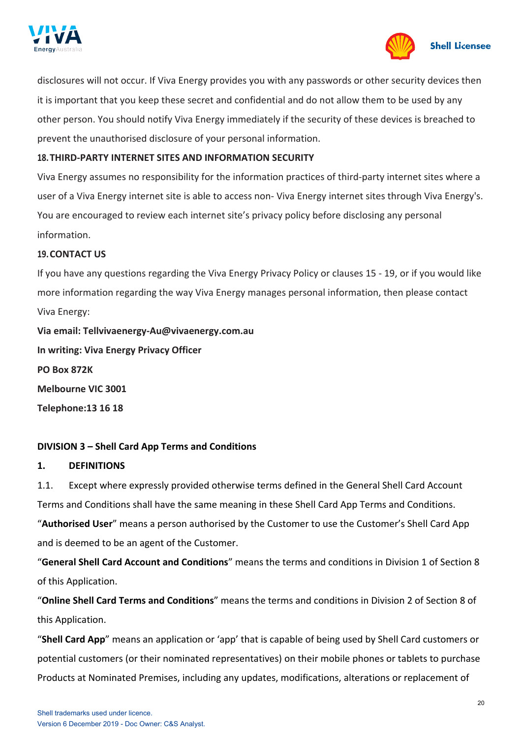disclosures will not occur. If Viva Energy provides you with any passwords or other security devices then it is important that you keep these secret and confidential and do not allow them to be used by any other person. You should notify Viva Energy immediately if the security of these devices is breached to prevent the unauthorised disclosure of your personal information.

**18. THIRD-PARTY INTERNET SITES AND INFORMATION SECURITY**

Viva Energy assumes no responsibility for the information practices of third-party internet sites where a user of a Viva Energy internet site is able to access non- Viva Energy internet sites through Viva Energy's. You are encouraged to review each internet site's privacy policy before disclosing any personal information.

**19. CONTACT US**

If you have any questions regarding the Viva Energy Privacy Policy or clauses 15 - 19, or if you would like more information regarding the way Viva Energy manages personal information, then please contact Viva Energy:

**Via email: Tellvivaenergy-Au@vivaenergy.com.au**

**In writing: Viva Energy Privacy Officer**

**PO Box 872K**

**Melbourne VIC 3001**

**Telephone:13 16 18**

## DIVISION 3 – Shell Card App Terms and Conditions

**1. DEFINITIONS**

1.1. Except where expressly provided otherwise terms defined in the General Shell Card Account Terms and Conditions shall have the same meaning in these Shell Card App Terms and Conditions.

"**Authorised User**" means a person authorised by the Customer to use the Customer's Shell Card App and is deemed to be an agent of the Customer.

"**General Shell Card Account and Conditions**" means the terms and conditions in Division 1 of Section 8 of this Application.

"**Online Shell Card Terms and Conditions**" means the terms and conditions in Division 2 of Section 8 of this Application.

"**Shell Card App**" means an application or 'app' that is capable of being used by Shell Card customers or potential customers (or their nominated representatives) on their mobile phones or tablets to purchase Products at Nominated Premises, including any updates, modifications, alterations or replacement of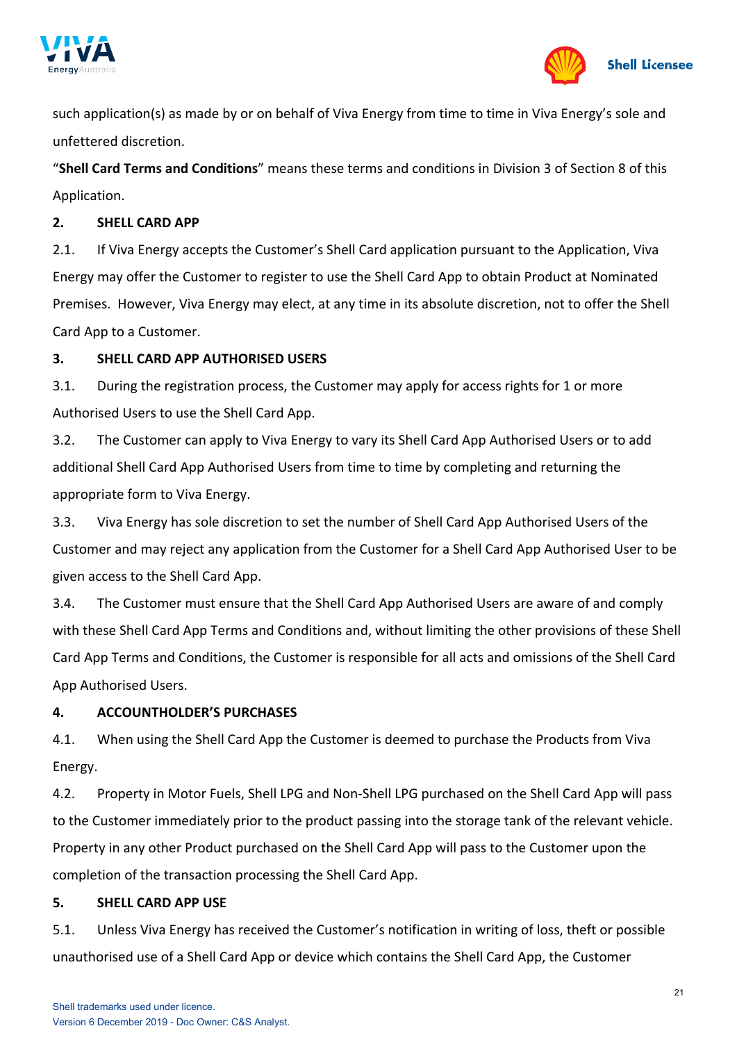such application(s) as made by or on behalf of Viva Energy from time to time in Viva Energy's sole and unfettered discretion.

"**Shell Card Terms and Conditions**" means these terms and conditions in Division 3 of Section 8 of this Application.

**2. SHELL CARD APP**

2.1. If Viva Energy accepts the Customer's Shell Card application pursuant to the Application, Viva Energy may offer the Customer to register to use the Shell Card App to obtain Product at Nominated Premises. However, Viva Energy may elect, at any time in its absolute discretion, not to offer the Shell Card App to a Customer.

**3. SHELL CARD APP AUTHORISED USERS**

3.1. During the registration process, the Customer may apply for access rights for 1 or more Authorised Users to use the Shell Card App.

3.2. The Customer can apply to Viva Energy to vary its Shell Card App Authorised Users or to add additional Shell Card App Authorised Users from time to time by completing and returning the appropriate form to Viva Energy.

3.3. Viva Energy has sole discretion to set the number of Shell Card App Authorised Users of the Customer and may reject any application from the Customer for a Shell Card App Authorised User to be given access to the Shell Card App.

3.4. The Customer must ensure that the Shell Card App Authorised Users are aware of and comply with these Shell Card App Terms and Conditions and, without limiting the other provisions of these Shell Card App Terms and Conditions, the Customer is responsible for all acts and omissions of the Shell Card App Authorised Users.

**4. ACCOUNTHOLDER'S PURCHASES**

4.1. When using the Shell Card App the Customer is deemed to purchase the Products from Viva Energy.

4.2. Property in Motor Fuels, Shell LPG and Non-Shell LPG purchased on the Shell Card App will pass to the Customer immediately prior to the product passing into the storage tank of the relevant vehicle. Property in any other Product purchased on the Shell Card App will pass to the Customer upon the completion of the transaction processing the Shell Card App.

**5. SHELL CARD APP USE**

5.1. Unless Viva Energy has received the Customer's notification in writing of loss, theft or possible unauthorised use of a Shell Card App or device which contains the Shell Card App, the Customer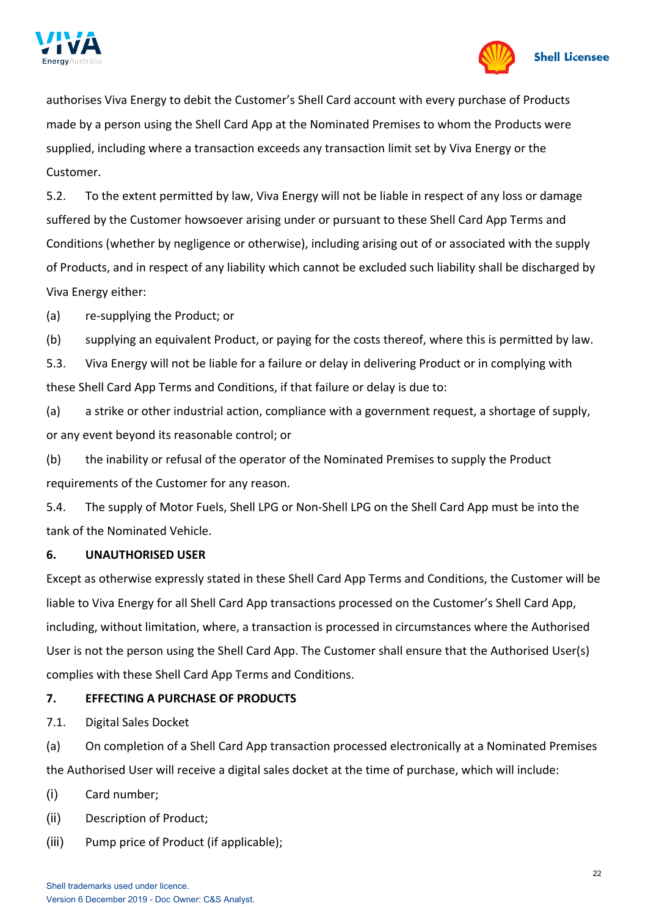authorises Viva Energy to debit the Customer's Shell Card account with every purchase of Products made by a person using the Shell Card App at the Nominated Premises to whom the Products were supplied, including where a transaction exceeds any transaction limit set by Viva Energy or the Customer.

5.2. To the extent permitted by law, Viva Energy will not be liable in respect of any loss or damage suffered by the Customer howsoever arising under or pursuant to these Shell Card App Terms and Conditions (whether by negligence or otherwise), including arising out of or associated with the supply of Products, and in respect of any liability which cannot be excluded such liability shall be discharged by Viva Energy either:

(a) re-supplying the Product; or

(b) supplying an equivalent Product, or paying for the costs thereof, where this is permitted by law.

5.3. Viva Energy will not be liable for a failure or delay in delivering Product or in complying with these Shell Card App Terms and Conditions, if that failure or delay is due to:

(a) a strike or other industrial action, compliance with a government request, a shortage of supply, or any event beyond its reasonable control; or

(b) the inability or refusal of the operator of the Nominated Premises to supply the Product requirements of the Customer for any reason.

5.4. The supply of Motor Fuels, Shell LPG or Non-Shell LPG on the Shell Card App must be into the tank of the Nominated Vehicle.

**6. UNAUTHORISED USER**

Except as otherwise expressly stated in these Shell Card App Terms and Conditions, the Customer will be liable to Viva Energy for all Shell Card App transactions processed on the Customer's Shell Card App, including, without limitation, where, a transaction is processed in circumstances where the Authorised User is not the person using the Shell Card App. The Customer shall ensure that the Authorised User(s) complies with these Shell Card App Terms and Conditions.

**7. EFFECTING A PURCHASE OF PRODUCTS**

7.1. Digital Sales Docket

(a) On completion of a Shell Card App transaction processed electronically at a Nominated Premises the Authorised User will receive a digital sales docket at the time of purchase, which will include:

(i) Card number;

(ii) Description of Product;

(iii) Pump price of Product (if applicable);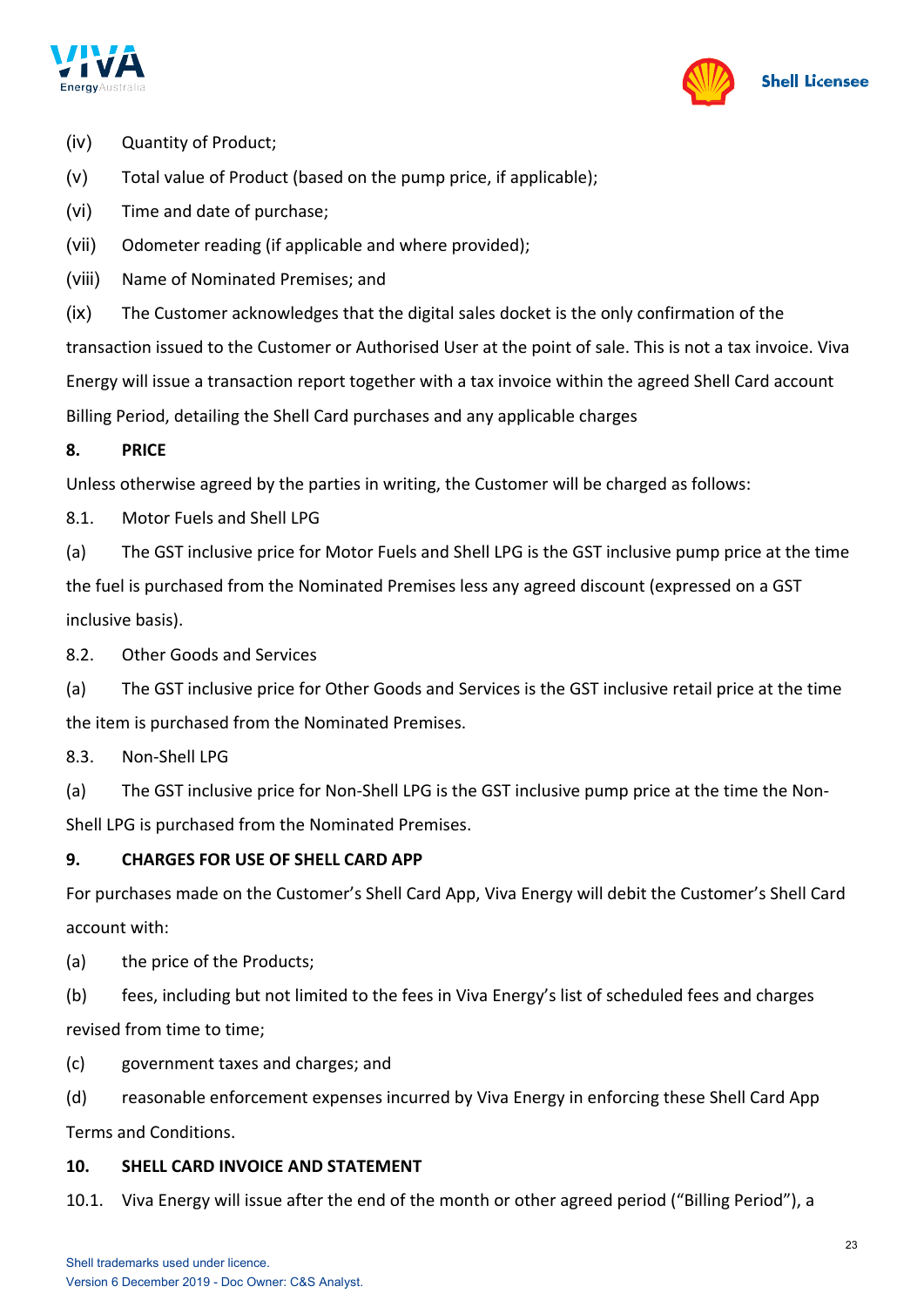(iv) Quantity of Product;

(v) Total value of Product (based on the pump price, if applicable);

(vi) Time and date of purchase;

(vii) Odometer reading (if applicable and where provided);

(viii) Name of Nominated Premises; and

(ix) The Customer acknowledges that the digital sales docket is the only confirmation of the transaction issued to the Customer or Authorised User at the point of sale. This is not a tax invoice. Viva Energy will issue a transaction report together with a tax invoice within the agreed Shell Card account Billing Period, detailing the Shell Card purchases and any applicable charges

## 8. PRICE

Unless otherwise agreed by the parties in writing, the Customer will be charged as follows:

8.1. Motor Fuels and Shell LPG

(a) The GST inclusive price for Motor Fuels and Shell LPG is the GST inclusive pump price at the time the fuel is purchased from the Nominated Premises less any agreed discount (expressed on a GST inclusive basis).

8.2. Other Goods and Services

(a) The GST inclusive price for Other Goods and Services is the GST inclusive retail price at the time the item is purchased from the Nominated Premises.

8.3. Non-Shell LPG

(a) The GST inclusive price for Non-Shell LPG is the GST inclusive pump price at the time the Non-Shell LPG is purchased from the Nominated Premises.

## 9. CHARGES FOR USE OF SHELL CARD APP

For purchases made on the Customer's Shell Card App, Viva Energy will debit the Customer's Shell Card account with:

(a) the price of the Products;

(b) fees, including but not limited to the fees in Viva Energy's list of scheduled fees and charges revised from time to time;

(c) government taxes and charges; and

(d) reasonable enforcement expenses incurred by Viva Energy in enforcing these Shell Card App Terms and Conditions.

## 10. SHELL CARD INVOICE AND STATEMENT

10.1. Viva Energy will issue after the end of the month or other agreed period ("Billing Period"), a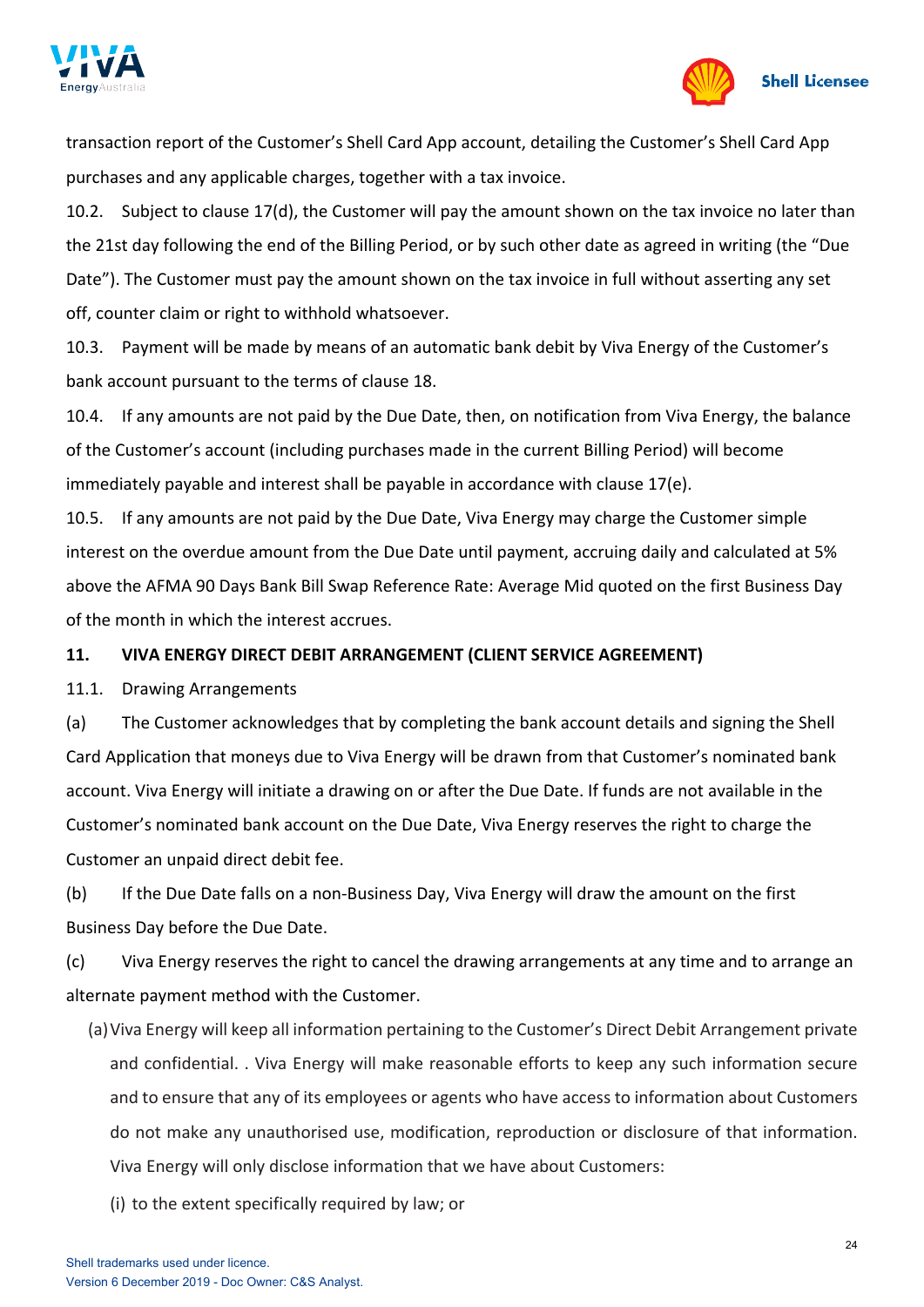transaction report of the Customer's Shell Card App account, detailing the Customer's Shell Card App purchases and any applicable charges, together with a tax invoice.

10.2. Subject to clause 17(d), the Customer will pay the amount shown on the tax invoice no later than the 21st day following the end of the Billing Period, or by such other date as agreed in writing (the "Due Date"). The Customer must pay the amount shown on the tax invoice in full without asserting any set off, counter claim or right to withhold whatsoever.

10.3. Payment will be made by means of an automatic bank debit by Viva Energy of the Customer's bank account pursuant to the terms of clause 18.

10.4. If any amounts are not paid by the Due Date, then, on notification from Viva Energy, the balance of the Customer's account (including purchases made in the current Billing Period) will become immediately payable and interest shall be payable in accordance with clause 17(e).

10.5. If any amounts are not paid by the Due Date, Viva Energy may charge the Customer simple interest on the overdue amount from the Due Date until payment, accruing daily and calculated at 5% above the AFMA 90 Days Bank Bill Swap Reference Rate: Average Mid quoted on the first Business Day of the month in which the interest accrues.

**11. VIVA ENERGY DIRECT DEBIT ARRANGEMENT (CLIENT SERVICE AGREEMENT)**

11.1. Drawing Arrangements

(a) The Customer acknowledges that by completing the bank account details and signing the Shell Card Application that moneys due to Viva Energy will be drawn from that Customer's nominated bank account. Viva Energy will initiate a drawing on or after the Due Date. If funds are not available in the Customer's nominated bank account on the Due Date, Viva Energy reserves the right to charge the Customer an unpaid direct debit fee.

(b) If the Due Date falls on a non-Business Day, Viva Energy will draw the amount on the first Business Day before the Due Date.

(c) Viva Energy reserves the right to cancel the drawing arrangements at any time and to arrange an alternate payment method with the Customer.

(a) Viva Energy will keep all information pertaining to the Customer's Direct Debit Arrangement private and confidential. . Viva Energy will make reasonable efforts to keep any such information secure and to ensure that any of its employees or agents who have access to information about Customers do not make any unauthorised use, modification, reproduction or disclosure of that information. Viva Energy will only disclose information that we have about Customers:

(i) to the extent specifically required by law; or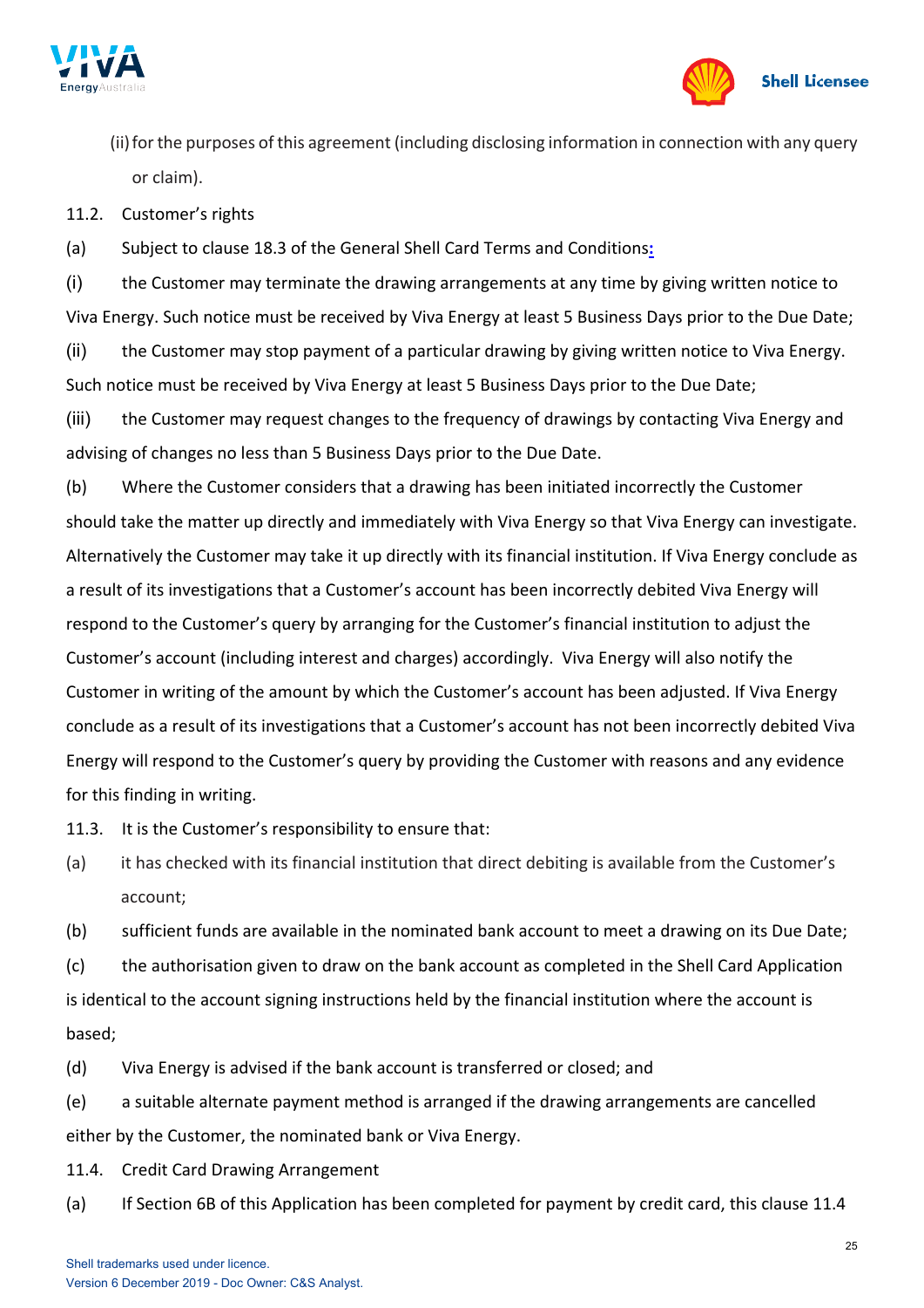(ii) for the purposes of this agreement (including disclosing information in connection with any query or claim).

11.2. Customer's rights

(a) Subject to clause 18.3 of the General Shell Card Terms and Conditions:

(i) the Customer may terminate the drawing arrangements at any time by giving written notice to Viva Energy. Such notice must be received by Viva Energy at least 5 Business Days prior to the Due Date;

(ii) the Customer may stop payment of a particular drawing by giving written notice to Viva Energy. Such notice must be received by Viva Energy at least 5 Business Days prior to the Due Date;

(iii) the Customer may request changes to the frequency of drawings by contacting Viva Energy and advising of changes no less than 5 Business Days prior to the Due Date.

(b) Where the Customer considers that a drawing has been initiated incorrectly the Customer should take the matter up directly and immediately with Viva Energy so that Viva Energy can investigate. Alternatively the Customer may take it up directly with its financial institution. If Viva Energy conclude as a result of its investigations that a Customer's account has been incorrectly debited Viva Energy will respond to the Customer's query by arranging for the Customer's financial institution to adjust the Customer's account (including interest and charges) accordingly. Viva Energy will also notify the Customer in writing of the amount by which the Customer's account has been adjusted. If Viva Energy conclude as a result of its investigations that a Customer's account has not been incorrectly debited Viva Energy will respond to the Customer's query by providing the Customer with reasons and any evidence for this finding in writing.

11.3. It is the Customer's responsibility to ensure that:

(a) it has checked with its financial institution that direct debiting is available from the Customer's account;

(b) sufficient funds are available in the nominated bank account to meet a drawing on its Due Date;

(c) the authorisation given to draw on the bank account as completed in the Shell Card Application is identical to the account signing instructions held by the financial institution where the account is based;

(d) Viva Energy is advised if the bank account is transferred or closed; and

(e) a suitable alternate payment method is arranged if the drawing arrangements are cancelled either by the Customer, the nominated bank or Viva Energy.

11.4. Credit Card Drawing Arrangement

(a) If Section 6B of this Application has been completed for payment by credit card, this clause 11.4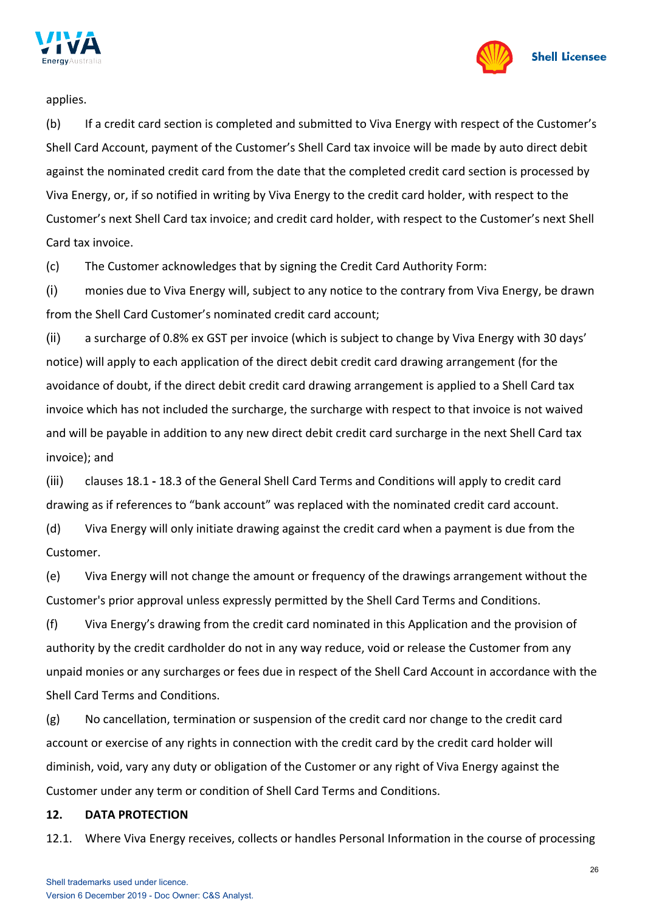applies.

(b) If a credit card section is completed and submitted to Viva Energy with respect of the Customer's Shell Card Account, payment of the Customer's Shell Card tax invoice will be made by auto direct debit against the nominated credit card from the date that the completed credit card section is processed by Viva Energy, or, if so notified in writing by Viva Energy to the credit card holder, with respect to the Customer's next Shell Card tax invoice; and credit card holder, with respect to the Customer's next Shell Card tax invoice.

(c) The Customer acknowledges that by signing the Credit Card Authority Form:

(i) monies due to Viva Energy will, subject to any notice to the contrary from Viva Energy, be drawn from the Shell Card Customer's nominated credit card account;

(ii) a surcharge of 0.8% ex GST per invoice (which is subject to change by Viva Energy with 30 days' notice) will apply to each application of the direct debit credit card drawing arrangement (for the avoidance of doubt, if the direct debit credit card drawing arrangement is applied to a Shell Card tax invoice which has not included the surcharge, the surcharge with respect to that invoice is not waived and will be payable in addition to any new direct debit credit card surcharge in the next Shell Card tax invoice); and

(iii) clauses 18.1 **-** 18.3 of the General Shell Card Terms and Conditions will apply to credit card drawing as if references to "bank account" was replaced with the nominated credit card account.

(d) Viva Energy will only initiate drawing against the credit card when a payment is due from the Customer.

(e) Viva Energy will not change the amount or frequency of the drawings arrangement without the Customer's prior approval unless expressly permitted by the Shell Card Terms and Conditions.

(f) Viva Energy's drawing from the credit card nominated in this Application and the provision of authority by the credit cardholder do not in any way reduce, void or release the Customer from any unpaid monies or any surcharges or fees due in respect of the Shell Card Account in accordance with the Shell Card Terms and Conditions.

(g) No cancellation, termination or suspension of the credit card nor change to the credit card account or exercise of any rights in connection with the credit card by the credit card holder will diminish, void, vary any duty or obligation of the Customer or any right of Viva Energy against the Customer under any term or condition of Shell Card Terms and Conditions.

## 12. DATA PROTECTION

12.1. Where Viva Energy receives, collects or handles Personal Information in the course of processing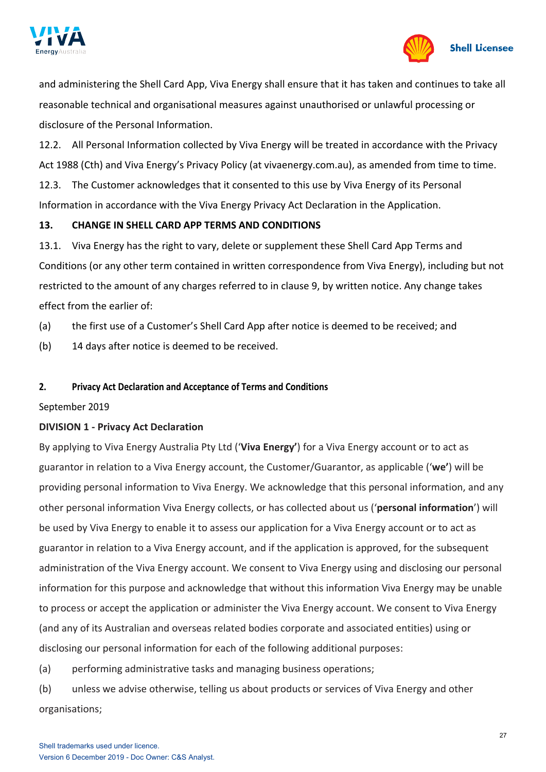and administering the Shell Card App, Viva Energy shall ensure that it has taken and continues to take all reasonable technical and organisational measures against unauthorised or unlawful processing or disclosure of the Personal Information.

12.2. All Personal Information collected by Viva Energy will be treated in accordance with the Privacy Act 1988 (Cth) and Viva Energy's Privacy Policy (at vivaenergy.com.au), as amended from time to time.

12.3. The Customer acknowledges that it consented to this use by Viva Energy of its Personal Information in accordance with the Viva Energy Privacy Act Declaration in the Application.

**13. CHANGE IN SHELL CARD APP TERMS AND CONDITIONS**

13.1. Viva Energy has the right to vary, delete or supplement these Shell Card App Terms and Conditions (or any other term contained in written correspondence from Viva Energy), including but not restricted to the amount of any charges referred to in clause 9, by written notice. Any change takes effect from the earlier of:

(a) the first use of a Customer's Shell Card App after notice is deemed to be received; and

(b) 14 days after notice is deemed to be received.

## 2. Privacy Act Declaration and Acceptance of Terms and Conditions

September 2019

**DIVISION 1 - Privacy Act Declaration**

By applying to Viva Energy Australia Pty Ltd ('**Viva Energy'**) for a Viva Energy account or to act as guarantor in relation to a Viva Energy account, the Customer/Guarantor, as applicable ('**we'**) will be providing personal information to Viva Energy. We acknowledge that this personal information, and any other personal information Viva Energy collects, or has collected about us ('**personal information**') will be used by Viva Energy to enable it to assess our application for a Viva Energy account or to act as guarantor in relation to a Viva Energy account, and if the application is approved, for the subsequent administration of the Viva Energy account. We consent to Viva Energy using and disclosing our personal information for this purpose and acknowledge that without this information Viva Energy may be unable to process or accept the application or administer the Viva Energy account. We consent to Viva Energy (and any of its Australian and overseas related bodies corporate and associated entities) using or disclosing our personal information for each of the following additional purposes:

(a) performing administrative tasks and managing business operations;

(b) unless we advise otherwise, telling us about products or services of Viva Energy and other organisations;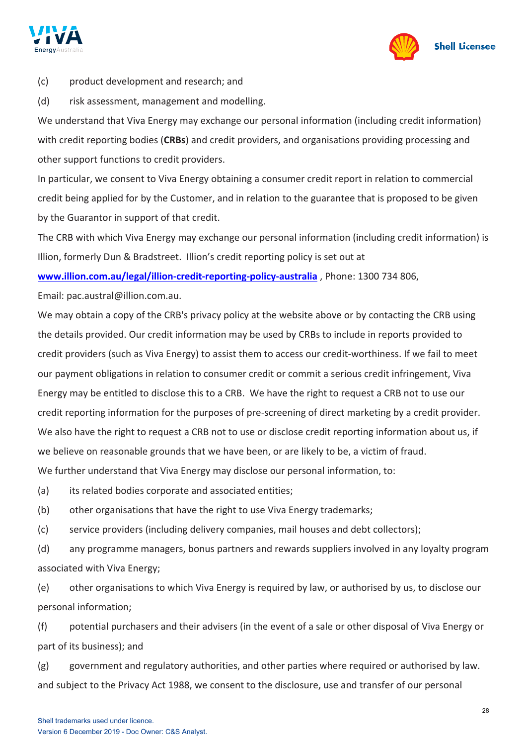(c) product development and research; and

(d) risk assessment, management and modelling.

We understand that Viva Energy may exchange our personal information (including credit information) with credit reporting bodies (**CRBs**) and credit providers, and organisations providing processing and other support functions to credit providers.

In particular, we consent to Viva Energy obtaining a consumer credit report in relation to commercial credit being applied for by the Customer, and in relation to the guarantee that is proposed to be given by the Guarantor in support of that credit.

The CRB with which Viva Energy may exchange our personal information (including credit information) is Illion, formerly Dun & Bradstreet. Illion's credit reporting policy is set out at

**www.illion.com.au/legal/illion-credit-reporting-policy-australia** , Phone: 1300 734 806,

Email: pac.austral@illion.com.au.

We may obtain a copy of the CRB's privacy policy at the website above or by contacting the CRB using the details provided. Our credit information may be used by CRBs to include in reports provided to credit providers (such as Viva Energy) to assist them to access our credit-worthiness. If we fail to meet our payment obligations in relation to consumer credit or commit a serious credit infringement, Viva Energy may be entitled to disclose this to a CRB. We have the right to request a CRB not to use our credit reporting information for the purposes of pre-screening of direct marketing by a credit provider. We also have the right to request a CRB not to use or disclose credit reporting information about us, if we believe on reasonable grounds that we have been, or are likely to be, a victim of fraud.

We further understand that Viva Energy may disclose our personal information, to:

(a) its related bodies corporate and associated entities;

(b) other organisations that have the right to use Viva Energy trademarks;

(c) service providers (including delivery companies, mail houses and debt collectors);

(d) any programme managers, bonus partners and rewards suppliers involved in any loyalty program associated with Viva Energy;

(e) other organisations to which Viva Energy is required by law, or authorised by us, to disclose our personal information;

(f) potential purchasers and their advisers (in the event of a sale or other disposal of Viva Energy or part of its business); and

(g) government and regulatory authorities, and other parties where required or authorised by law.

and subject to the Privacy Act 1988, we consent to the disclosure, use and transfer of our personal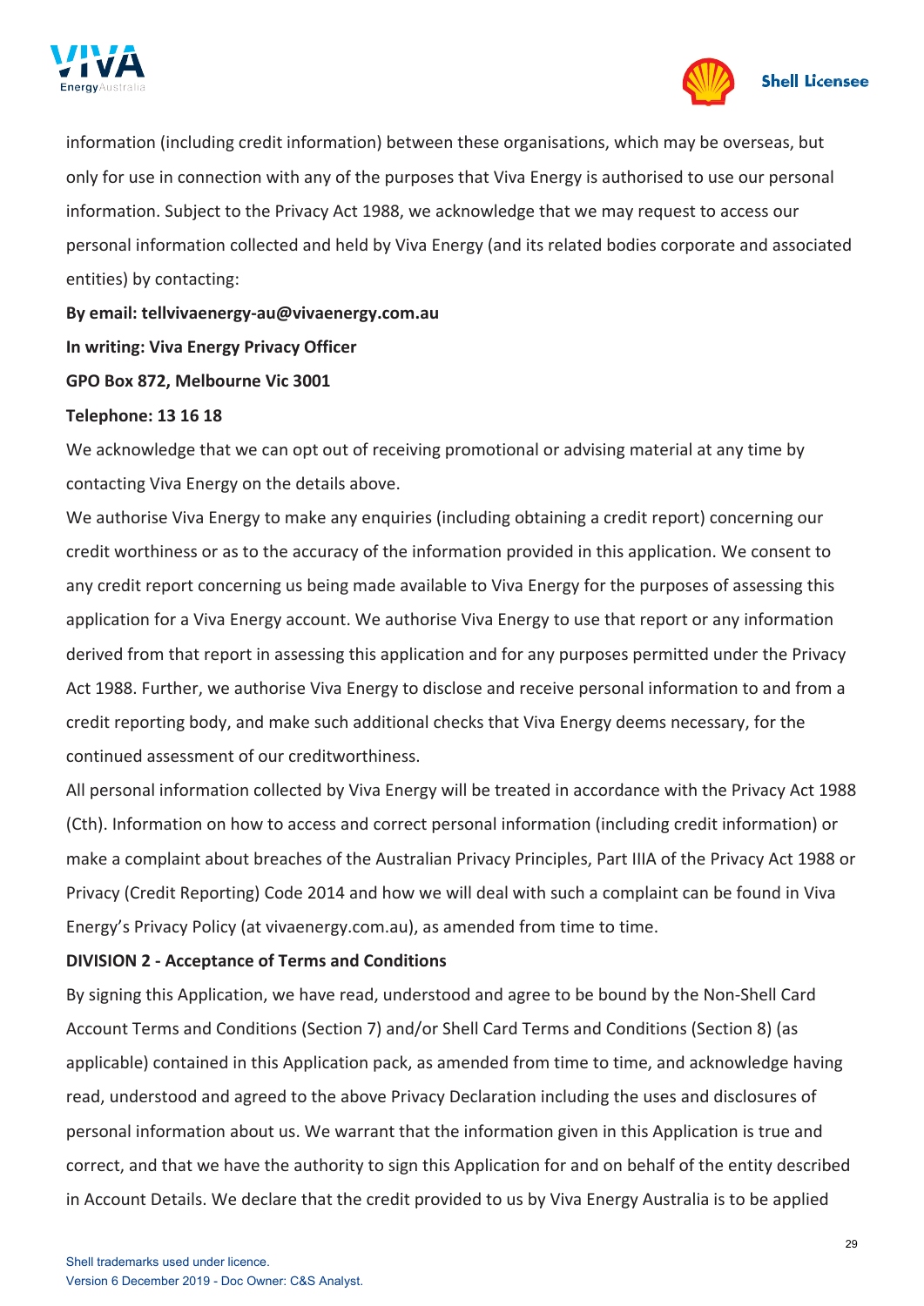information (including credit information) between these organisations, which may be overseas, but only for use in connection with any of the purposes that Viva Energy is authorised to use our personal information. Subject to the Privacy Act 1988, we acknowledge that we may request to access our personal information collected and held by Viva Energy (and its related bodies corporate and associated entities) by contacting:

**By email: tellvivaenergy-au@vivaenergy.com.au**

**In writing: Viva Energy Privacy Officer**

**GPO Box 872, Melbourne Vic 3001**

**Telephone: 13 16 18**

We acknowledge that we can opt out of receiving promotional or advising material at any time by contacting Viva Energy on the details above.

We authorise Viva Energy to make any enquiries (including obtaining a credit report) concerning our credit worthiness or as to the accuracy of the information provided in this application. We consent to any credit report concerning us being made available to Viva Energy for the purposes of assessing this application for a Viva Energy account. We authorise Viva Energy to use that report or any information derived from that report in assessing this application and for any purposes permitted under the Privacy Act 1988. Further, we authorise Viva Energy to disclose and receive personal information to and from a credit reporting body, and make such additional checks that Viva Energy deems necessary, for the continued assessment of our creditworthiness.

All personal information collected by Viva Energy will be treated in accordance with the Privacy Act 1988 (Cth). Information on how to access and correct personal information (including credit information) or make a complaint about breaches of the Australian Privacy Principles, Part IIIA of the Privacy Act 1988 or Privacy (Credit Reporting) Code 2014 and how we will deal with such a complaint can be found in Viva Energy's Privacy Policy (at vivaenergy.com.au), as amended from time to time.

**DIVISION 2 - Acceptance of Terms and Conditions**

By signing this Application, we have read, understood and agree to be bound by the Non-Shell Card Account Terms and Conditions (Section 7) and/or Shell Card Terms and Conditions (Section 8) (as applicable) contained in this Application pack, as amended from time to time, and acknowledge having read, understood and agreed to the above Privacy Declaration including the uses and disclosures of personal information about us. We warrant that the information given in this Application is true and correct, and that we have the authority to sign this Application for and on behalf of the entity described in Account Details. We declare that the credit provided to us by Viva Energy Australia is to be applied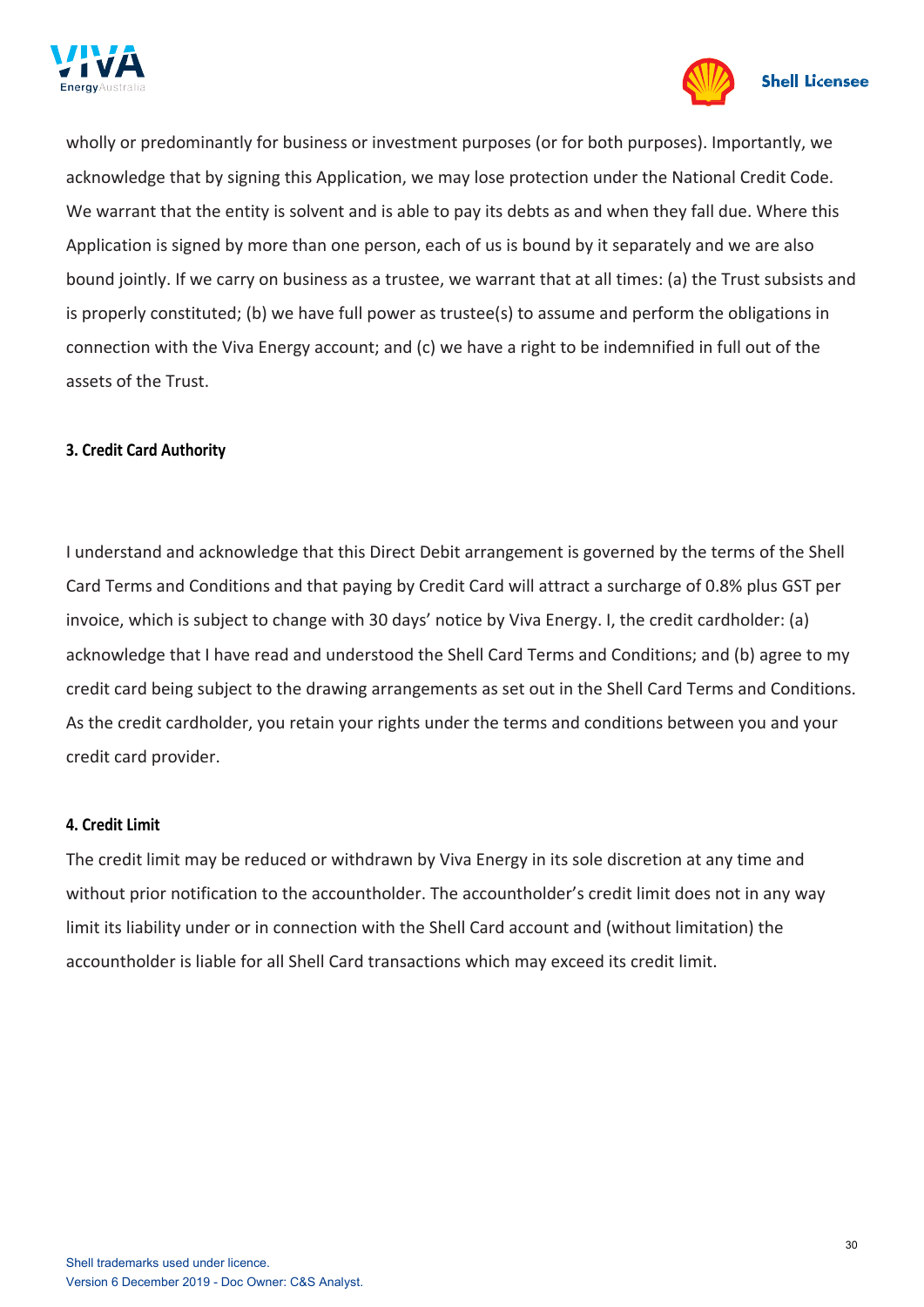wholly or predominantly for business or investment purposes (or for both purposes). Importantly, we acknowledge that by signing this Application, we may lose protection under the National Credit Code. We warrant that the entity is solvent and is able to pay its debts as and when they fall due. Where this Application is signed by more than one person, each of us is bound by it separately and we are also bound jointly. If we carry on business as a trustee, we warrant that at all times: (a) the Trust subsists and is properly constituted; (b) we have full power as trustee(s) to assume and perform the obligations in connection with the Viva Energy account; and (c) we have a right to be indemnified in full out of the assets of the Trust.

#### 3. Credit Card Authority

I understand and acknowledge that this Direct Debit arrangement is governed by the terms of the Shell Card Terms and Conditions and that paying by Credit Card will attract a surcharge of 0.8% plus GST per invoice, which is subject to change with 30 days' notice by Viva Energy. I, the credit cardholder: (a) acknowledge that I have read and understood the Shell Card Terms and Conditions; and (b) agree to my credit card being subject to the drawing arrangements as set out in the Shell Card Terms and Conditions. As the credit cardholder, you retain your rights under the terms and conditions between you and your credit card provider.

#### 4. Credit Limit

The credit limit may be reduced or withdrawn by Viva Energy in its sole discretion at any time and without prior notification to the accountholder. The accountholder's credit limit does not in any way limit its liability under or in connection with the Shell Card account and (without limitation) the accountholder is liable for all Shell Card transactions which may exceed its credit limit.